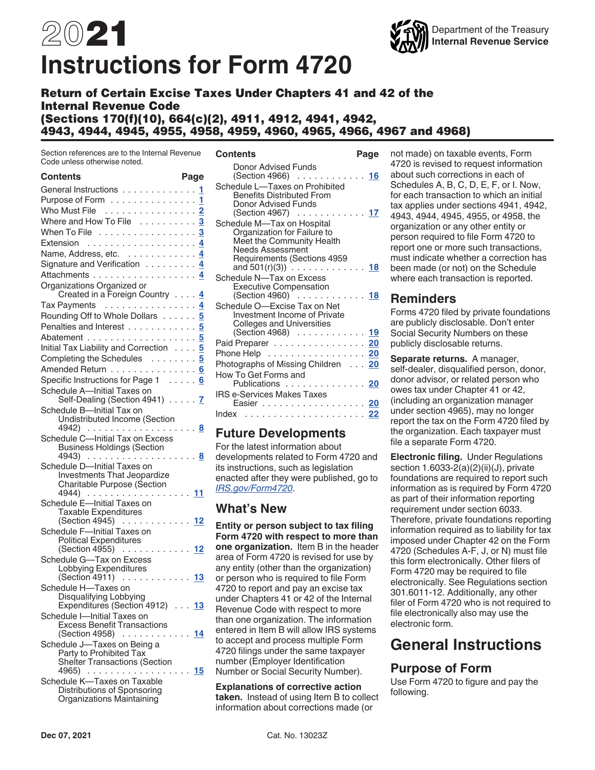# 2021 Instructions for Form 4720

Department of the Treasury
Internal Revenue Service

## Return of Certain Excise Taxes Under Chapters 41 and 42 of the Internal Revenue Code (Sections 170(f)(10), 664(c)(2), 4911, 4912, 4941, 4942, 4943, 4944, 4945, 4955, 4958, 4959, 4960, 4965, 4966, 4967 and 4968)

Section references are to the Internal Revenue Code unless otherwise noted.

| Contents | Page |
| --- | --- |
| General Instructions | 1 |
| Purpose of Form | 1 |
| Who Must File | 2 |
| Where and How To File | 3 |
| When To File | 3 |
| Extension | 4 |
| Name, Address, etc. | 4 |
| Signature and Verification | 4 |
| Attachments | 4 |
| Organizations Organized or Created in a Foreign Country | 4 |
| Tax Payments | 4 |
| Rounding Off to Whole Dollars | 5 |
| Penalties and Interest | 5 |
| Abatement | 5 |
| Initial Tax Liability and Correction | 5 |
| Completing the Schedules | 5 |
| Amended Return | 6 |
| Specific Instructions for Page 1 | 6 |
| Schedule A—Initial Taxes on Self-Dealing (Section 4941) | 7 |
| Schedule B—Initial Tax on Undistributed Income (Section 4942) | 8 |
| Schedule C—Initial Tax on Excess Business Holdings (Section 4943) | 8 |
| Schedule D—Initial Taxes on Investments That Jeopardize Charitable Purpose (Section 4944) | 11 |
| Schedule E—Initial Taxes on Taxable Expenditures (Section 4945) | 12 |
| Schedule F—Initial Taxes on Political Expenditures (Section 4955) | 12 |
| Schedule G—Tax on Excess Lobbying Expenditures (Section 4911) | 13 |
| Schedule H—Taxes on Disqualifying Lobbying Expenditures (Section 4912) | 13 |
| Schedule I—Initial Taxes on Excess Benefit Transactions (Section 4958) | 14 |
| Schedule J—Taxes on Being a Party to Prohibited Tax Shelter Transactions (Section 4965) | 15 |
| Schedule K—Taxes on Taxable Distributions of Sponsoring Organizations Maintaining Donor Advised Funds (Section 4966) | 16 |
| Schedule L—Taxes on Prohibited Benefits Distributed From Donor Advised Funds (Section 4967) | 17 |
| Schedule M—Tax on Hospital Organization for Failure to Meet the Community Health Needs Assessment Requirements (Sections 4959 and 501(r)(3)) | 18 |
| Schedule N—Tax on Excess Executive Compensation (Section 4960) | 18 |
| Schedule O—Excise Tax on Net Investment Income of Private Colleges and Universities (Section 4968) | 19 |
| Paid Preparer | 20 |
| Phone Help | 20 |
| Photographs of Missing Children | 20 |
| How To Get Forms and Publications | 20 |
| IRS e-Services Makes Taxes Easier | 20 |
| Index | 22 |

## Future Developments

For the latest information about developments related to Form 4720 and its instructions, such as legislation enacted after they were published, go to *IRS.gov/Form4720*.

## What's New

**Entity or person subject to tax filing Form 4720 with respect to more than one organization.** Item B in the header area of Form 4720 is revised for use by any entity (other than the organization) or person who is required to file Form 4720 to report and pay an excise tax under Chapters 41 or 42 of the Internal Revenue Code with respect to more than one organization. The information entered in Item B will allow IRS systems to accept and process multiple Form 4720 filings under the same taxpayer number (Employer Identification Number or Social Security Number).

**Explanations of corrective action taken.** Instead of using Item B to collect information about corrections made (or not made) on taxable events, Form 4720 is revised to request information about such corrections in each of Schedules A, B, C, D, E, F, or I. Now, for each transaction to which an initial tax applies under sections 4941, 4942, 4943, 4944, 4945, 4955, or 4958, the organization or any other entity or person required to file Form 4720 to report one or more such transactions, must indicate whether a correction has been made (or not) on the Schedule where each transaction is reported.

## Reminders

Forms 4720 filed by private foundations are publicly disclosable. Don't enter Social Security Numbers on these publicly disclosable returns.

**Separate returns.** A manager, self-dealer, disqualified person, donor, donor advisor, or related person who owes tax under Chapter 41 or 42, (including an organization manager under section 4965), may no longer report the tax on the Form 4720 filed by the organization. Each taxpayer must file a separate Form 4720.

**Electronic filing.** Under Regulations section 1.6033-2(a)(2)(ii)(J), private foundations are required to report such information as is required by Form 4720 as part of their information reporting requirement under section 6033. Therefore, private foundations reporting information required as to liability for tax imposed under Chapter 42 on the Form 4720 (Schedules A-F, J, or N) must file this form electronically. Other filers of Form 4720 may be required to file electronically. See Regulations section 301.6011-12. Additionally, any other filer of Form 4720 who is not required to file electronically also may use the electronic form.

# General Instructions

## Purpose of Form

Use Form 4720 to figure and pay the following.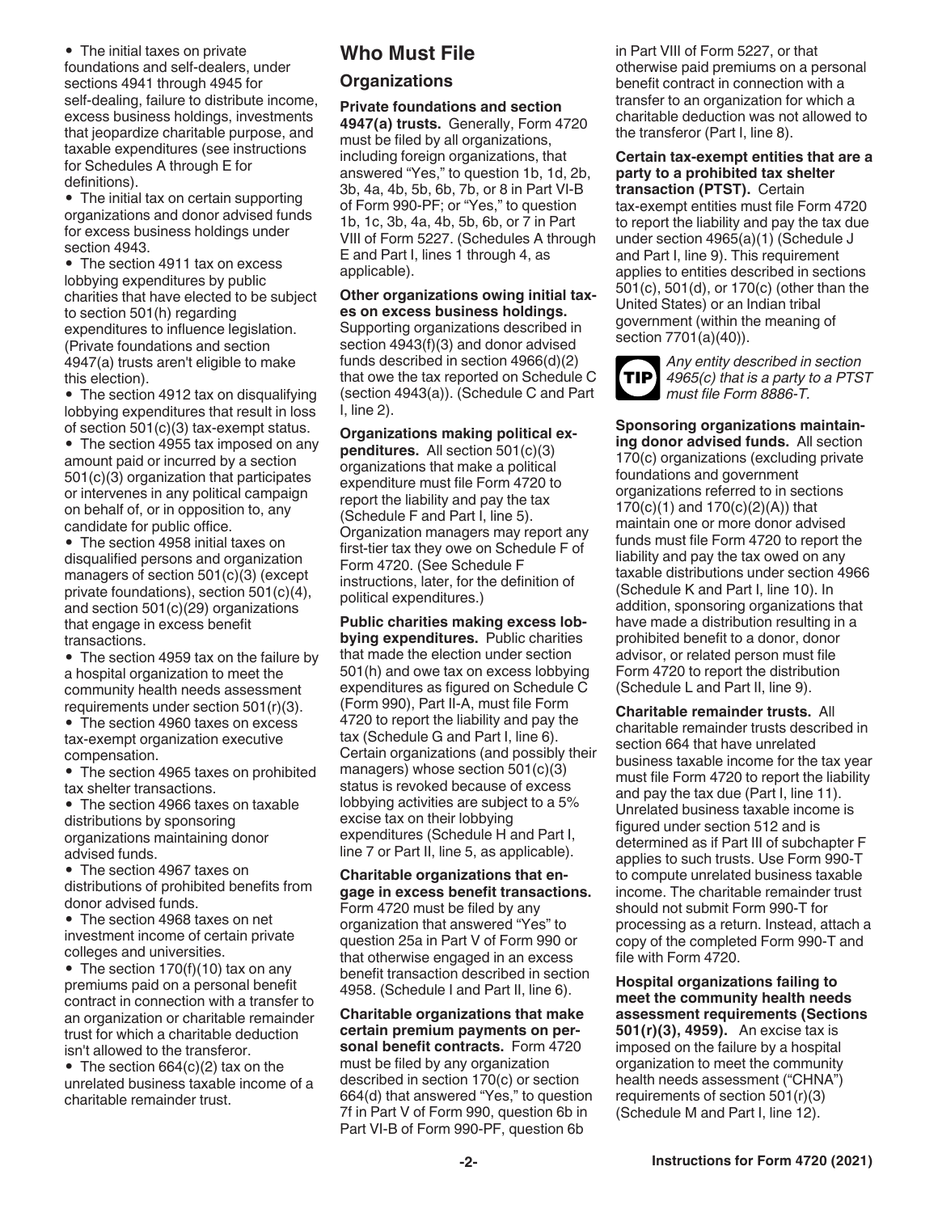- The initial taxes on private foundations and self-dealers, under sections 4941 through 4945 for self-dealing, failure to distribute income, excess business holdings, investments that jeopardize charitable purpose, and taxable expenditures (see instructions for Schedules A through E for definitions).
- The initial tax on certain supporting organizations and donor advised funds for excess business holdings under section 4943.
- The section 4911 tax on excess lobbying expenditures by public charities that have elected to be subject to section 501(h) regarding expenditures to influence legislation. (Private foundations and section 4947(a) trusts aren't eligible to make this election).
- The section 4912 tax on disqualifying lobbying expenditures that result in loss of section 501(c)(3) tax-exempt status.
- The section 4955 tax imposed on any amount paid or incurred by a section 501(c)(3) organization that participates or intervenes in any political campaign on behalf of, or in opposition to, any candidate for public office.
- The section 4958 initial taxes on disqualified persons and organization managers of section 501(c)(3) (except private foundations), section 501(c)(4), and section 501(c)(29) organizations that engage in excess benefit transactions.
- The section 4959 tax on the failure by a hospital organization to meet the community health needs assessment requirements under section 501(r)(3).
- The section 4960 taxes on excess tax-exempt organization executive compensation.
- The section 4965 taxes on prohibited tax shelter transactions.
- The section 4966 taxes on taxable distributions by sponsoring organizations maintaining donor advised funds.
- The section 4967 taxes on distributions of prohibited benefits from donor advised funds.
- The section 4968 taxes on net investment income of certain private colleges and universities.
- The section 170(f)(10) tax on any premiums paid on a personal benefit contract in connection with a transfer to an organization or charitable remainder trust for which a charitable deduction isn't allowed to the transferor.
- The section 664(c)(2) tax on the unrelated business taxable income of a charitable remainder trust.

## Who Must File

### Organizations

**Private foundations and section 4947(a) trusts.** Generally, Form 4720 must be filed by all organizations, including foreign organizations, that answered "Yes," to question 1b, 1d, 2b, 3b, 4a, 4b, 5b, 6b, 7b, or 8 in Part VI-B of Form 990-PF; or "Yes," to question 1b, 1c, 3b, 4a, 4b, 5b, 6b, or 7 in Part VIII of Form 5227. (Schedules A through E and Part I, lines 1 through 4, as applicable).

**Other organizations owing initial taxes on excess business holdings.** Supporting organizations described in section 4943(f)(3) and donor advised funds described in section 4966(d)(2) that owe the tax reported on Schedule C (section 4943(a)). (Schedule C and Part I, line 2).

**Organizations making political expenditures.** All section 501(c)(3) organizations that make a political expenditure must file Form 4720 to report the liability and pay the tax (Schedule F and Part I, line 5). Organization managers may report any first-tier tax they owe on Schedule F of Form 4720. (See Schedule F instructions, later, for the definition of political expenditures.)

**Public charities making excess lobbying expenditures.** Public charities that made the election under section 501(h) and owe tax on excess lobbying expenditures as figured on Schedule C (Form 990), Part II-A, must file Form 4720 to report the liability and pay the tax (Schedule G and Part I, line 6). Certain organizations (and possibly their managers) whose section 501(c)(3) status is revoked because of excess lobbying activities are subject to a 5% excise tax on their lobbying expenditures (Schedule H and Part I, line 7 or Part II, line 5, as applicable).

**Charitable organizations that engage in excess benefit transactions.** Form 4720 must be filed by any organization that answered "Yes" to question 25a in Part V of Form 990 or that otherwise engaged in an excess benefit transaction described in section 4958. (Schedule I and Part II, line 6).

**Charitable organizations that make certain premium payments on personal benefit contracts.** Form 4720 must be filed by any organization described in section 170(c) or section 664(d) that answered "Yes," to question 7f in Part V of Form 990, question 6b in Part VI-B of Form 990-PF, question 6b in Part VIII of Form 5227, or that otherwise paid premiums on a personal benefit contract in connection with a transfer to an organization for which a charitable deduction was not allowed to the transferor (Part I, line 8).

**Certain tax-exempt entities that are a party to a prohibited tax shelter transaction (PTST).** Certain tax-exempt entities must file Form 4720 to report the liability and pay the tax due under section 4965(a)(1) (Schedule J and Part I, line 9). This requirement applies to entities described in sections 501(c), 501(d), or 170(c) (other than the United States) or an Indian tribal government (within the meaning of section 7701(a)(40)).

**TIP** *Any entity described in section 4965(c) that is a party to a PTST must file Form 8886-T.*

**Sponsoring organizations maintaining donor advised funds.** All section 170(c) organizations (excluding private foundations and government organizations referred to in sections 170(c)(1) and 170(c)(2)(A)) that maintain one or more donor advised funds must file Form 4720 to report the liability and pay the tax owed on any taxable distributions under section 4966 (Schedule K and Part I, line 10). In addition, sponsoring organizations that have made a distribution resulting in a prohibited benefit to a donor, donor advisor, or related person must file Form 4720 to report the distribution (Schedule L and Part II, line 9).

**Charitable remainder trusts.** All charitable remainder trusts described in section 664 that have unrelated business taxable income for the tax year must file Form 4720 to report the liability and pay the tax due (Part I, line 11). Unrelated business taxable income is figured under section 512 and is determined as if Part III of subchapter F applies to such trusts. Use Form 990-T to compute unrelated business taxable income. The charitable remainder trust should not submit Form 990-T for processing as a return. Instead, attach a copy of the completed Form 990-T and file with Form 4720.

**Hospital organizations failing to meet the community health needs assessment requirements (Sections 501(r)(3), 4959).** An excise tax is imposed on the failure by a hospital organization to meet the community health needs assessment ("CHNA") requirements of section 501(r)(3) (Schedule M and Part I, line 12).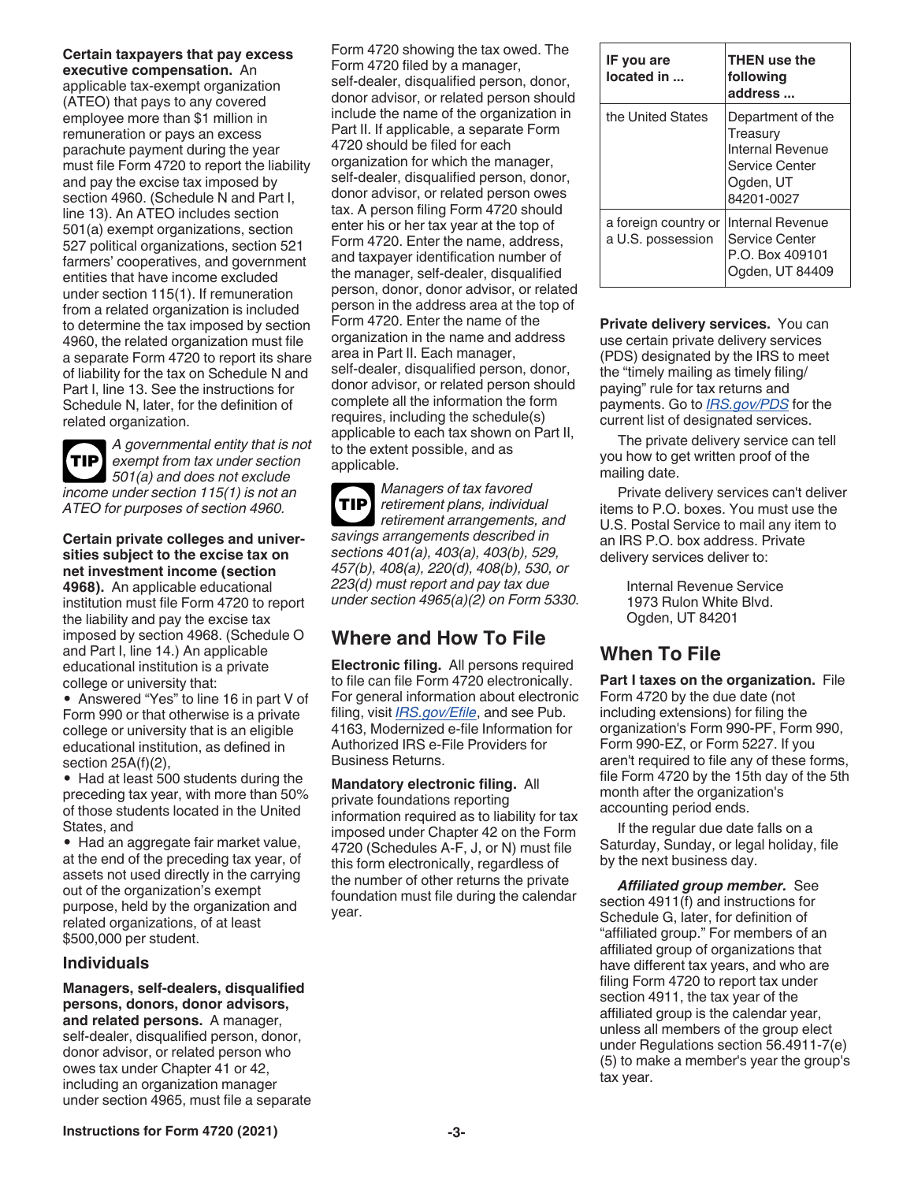**Certain taxpayers that pay excess executive compensation.** An applicable tax-exempt organization (ATEO) that pays to any covered employee more than $1 million in remuneration or pays an excess parachute payment during the year must file Form 4720 to report the liability and pay the excise tax imposed by section 4960. (Schedule N and Part I, line 13). An ATEO includes section 501(a) exempt organizations, section 527 political organizations, section 521 farmers' cooperatives, and government entities that have income excluded under section 115(1). If remuneration from a related organization is included to determine the tax imposed by section 4960, the related organization must file a separate Form 4720 to report its share of liability for the tax on Schedule N and Part I, line 13. See the instructions for Schedule N, later, for the definition of related organization.

> **TIP** *A governmental entity that is not exempt from tax under section 501(a) and does not exclude income under section 115(1) is not an ATEO for purposes of section 4960.*

**Certain private colleges and universities subject to the excise tax on net investment income (section 4968).** An applicable educational institution must file Form 4720 to report the liability and pay the excise tax imposed by section 4968. (Schedule O and Part I, line 14.) An applicable educational institution is a private college or university that:

- Answered "Yes" to line 16 in part V of Form 990 or that otherwise is a private college or university that is an eligible educational institution, as defined in section 25A(f)(2),
- Had at least 500 students during the preceding tax year, with more than 50% of those students located in the United States, and
- Had an aggregate fair market value, at the end of the preceding tax year, of assets not used directly in the carrying out of the organization's exempt purpose, held by the organization and related organizations, of at least $500,000 per student.

### Individuals

**Managers, self-dealers, disqualified persons, donors, donor advisors, and related persons.** A manager, self-dealer, disqualified person, donor, donor advisor, or related person who owes tax under Chapter 41 or 42, including an organization manager under section 4965, must file a separate Form 4720 showing the tax owed. The Form 4720 filed by a manager, self-dealer, disqualified person, donor, donor advisor, or related person should include the name of the organization in Part II. If applicable, a separate Form 4720 should be filed for each organization for which the manager, self-dealer, disqualified person, donor, donor advisor, or related person owes tax. A person filing Form 4720 should enter his or her tax year at the top of Form 4720. Enter the name, address, and taxpayer identification number of the manager, self-dealer, disqualified person, donor, donor advisor, or related person in the address area at the top of Form 4720. Enter the name of the organization in the name and address area in Part II. Each manager, self-dealer, disqualified person, donor, donor advisor, or related person should complete all the information the form requires, including the schedule(s) applicable to each tax shown on Part II, to the extent possible, and as applicable.

> **TIP** *Managers of tax favored retirement plans, individual retirement arrangements, and savings arrangements described in sections 401(a), 403(a), 403(b), 529, 457(b), 408(a), 220(d), 408(b), 530, or 223(d) must report and pay tax due under section 4965(a)(2) on Form 5330.*

## Where and How To File

**Electronic filing.** All persons required to file can file Form 4720 electronically. For general information about electronic filing, visit *IRS.gov/Efile*, and see Pub. 4163, Modernized e-file Information for Authorized IRS e-File Providers for Business Returns.

**Mandatory electronic filing.** All private foundations reporting information required as to liability for tax imposed under Chapter 42 on the Form 4720 (Schedules A-F, J, or N) must file this form electronically, regardless of the number of other returns the private foundation must file during the calendar year.

| IF you are located in ... | THEN use the following address ... |
|---|---|
| the United States | Department of the Treasury Internal Revenue Service Center Ogden, UT 84201-0027 |
| a foreign country or a U.S. possession | Internal Revenue Service Center P.O. Box 409101 Ogden, UT 84409 |

**Private delivery services.** You can use certain private delivery services (PDS) designated by the IRS to meet the "timely mailing as timely filing/paying" rule for tax returns and payments. Go to *IRS.gov/PDS* for the current list of designated services.

The private delivery service can tell you how to get written proof of the mailing date.

Private delivery services can't deliver items to P.O. boxes. You must use the U.S. Postal Service to mail any item to an IRS P.O. box address. Private delivery services deliver to:

Internal Revenue Service
1973 Rulon White Blvd.
Ogden, UT 84201

## When To File

**Part I taxes on the organization.** File Form 4720 by the due date (not including extensions) for filing the organization's Form 990-PF, Form 990, Form 990-EZ, or Form 5227. If you aren't required to file any of these forms, file Form 4720 by the 15th day of the 5th month after the organization's accounting period ends.

If the regular due date falls on a Saturday, Sunday, or legal holiday, file by the next business day.

***Affiliated group member.*** See section 4911(f) and instructions for Schedule G, later, for definition of "affiliated group." For members of an affiliated group of organizations that have different tax years, and who are filing Form 4720 to report tax under section 4911, the tax year of the affiliated group is the calendar year, unless all members of the group elect under Regulations section 56.4911-7(e)(5) to make a member's year the group's tax year.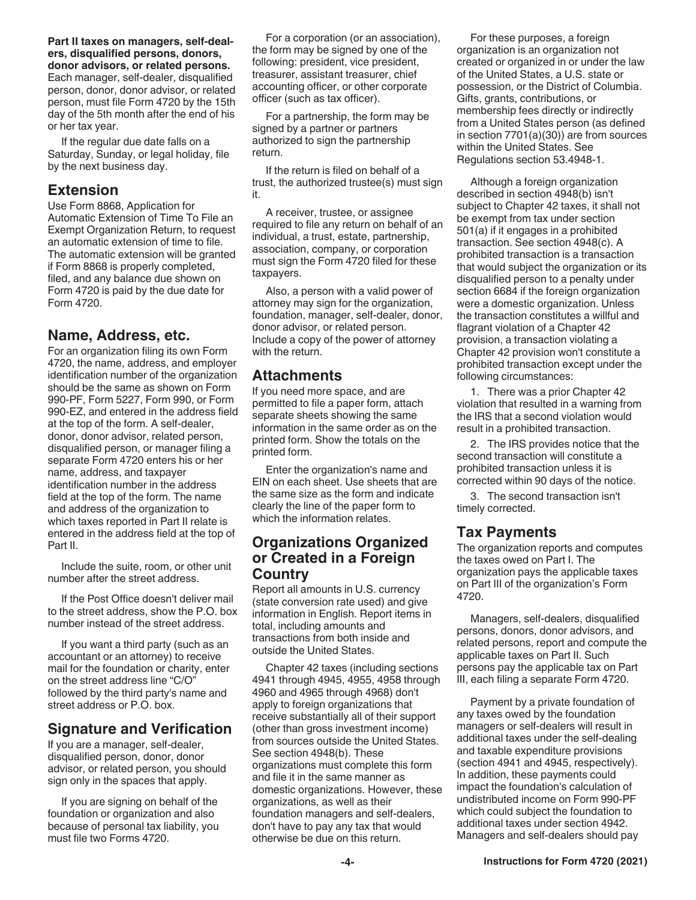**Part II taxes on managers, self-dealers, disqualified persons, donors, donor advisors, or related persons.** Each manager, self-dealer, disqualified person, donor, donor advisor, or related person, must file Form 4720 by the 15th day of the 5th month after the end of his or her tax year.

If the regular due date falls on a Saturday, Sunday, or legal holiday, file by the next business day.

## Extension

Use Form 8868, Application for Automatic Extension of Time To File an Exempt Organization Return, to request an automatic extension of time to file. The automatic extension will be granted if Form 8868 is properly completed, filed, and any balance due shown on Form 4720 is paid by the due date for Form 4720.

## Name, Address, etc.

For an organization filing its own Form 4720, the name, address, and employer identification number of the organization should be the same as shown on Form 990-PF, Form 5227, Form 990, or Form 990-EZ, and entered in the address field at the top of the form. A self-dealer, donor, donor advisor, related person, disqualified person, or manager filing a separate Form 4720 enters his or her name, address, and taxpayer identification number in the address field at the top of the form. The name and address of the organization to which taxes reported in Part II relate is entered in the address field at the top of Part II.

Include the suite, room, or other unit number after the street address.

If the Post Office doesn't deliver mail to the street address, show the P.O. box number instead of the street address.

If you want a third party (such as an accountant or an attorney) to receive mail for the foundation or charity, enter on the street address line "C/O" followed by the third party's name and street address or P.O. box.

## Signature and Verification

If you are a manager, self-dealer, disqualified person, donor, donor advisor, or related person, you should sign only in the spaces that apply.

If you are signing on behalf of the foundation or organization and also because of personal tax liability, you must file two Forms 4720.

For a corporation (or an association), the form may be signed by one of the following: president, vice president, treasurer, assistant treasurer, chief accounting officer, or other corporate officer (such as tax officer).

For a partnership, the form may be signed by a partner or partners authorized to sign the partnership return.

If the return is filed on behalf of a trust, the authorized trustee(s) must sign it.

A receiver, trustee, or assignee required to file any return on behalf of an individual, a trust, estate, partnership, association, company, or corporation must sign the Form 4720 filed for these taxpayers.

Also, a person with a valid power of attorney may sign for the organization, foundation, manager, self-dealer, donor, donor advisor, or related person. Include a copy of the power of attorney with the return.

## Attachments

If you need more space, and are permitted to file a paper form, attach separate sheets showing the same information in the same order as on the printed form. Show the totals on the printed form.

Enter the organization's name and EIN on each sheet. Use sheets that are the same size as the form and indicate clearly the line of the paper form to which the information relates.

## Organizations Organized or Created in a Foreign Country

Report all amounts in U.S. currency (state conversion rate used) and give information in English. Report items in total, including amounts and transactions from both inside and outside the United States.

Chapter 42 taxes (including sections 4941 through 4945, 4955, 4958 through 4960 and 4965 through 4968) don't apply to foreign organizations that receive substantially all of their support (other than gross investment income) from sources outside the United States. See section 4948(b). These organizations must complete this form and file it in the same manner as domestic organizations. However, these organizations, as well as their foundation managers and self-dealers, don't have to pay any tax that would otherwise be due on this return.

For these purposes, a foreign organization is an organization not created or organized in or under the law of the United States, a U.S. state or possession, or the District of Columbia. Gifts, grants, contributions, or membership fees directly or indirectly from a United States person (as defined in section 7701(a)(30)) are from sources within the United States. See Regulations section 53.4948-1.

Although a foreign organization described in section 4948(b) isn't subject to Chapter 42 taxes, it shall not be exempt from tax under section 501(a) if it engages in a prohibited transaction. See section 4948(c). A prohibited transaction is a transaction that would subject the organization or its disqualified person to a penalty under section 6684 if the foreign organization were a domestic organization. Unless the transaction constitutes a willful and flagrant violation of a Chapter 42 provision, a transaction violating a Chapter 42 provision won't constitute a prohibited transaction except under the following circumstances:

1. There was a prior Chapter 42 violation that resulted in a warning from the IRS that a second violation would result in a prohibited transaction.
2. The IRS provides notice that the second transaction will constitute a prohibited transaction unless it is corrected within 90 days of the notice.
3. The second transaction isn't timely corrected.

## Tax Payments

The organization reports and computes the taxes owed on Part I. The organization pays the applicable taxes on Part III of the organization's Form 4720.

Managers, self-dealers, disqualified persons, donors, donor advisors, and related persons, report and compute the applicable taxes on Part II. Such persons pay the applicable tax on Part III, each filing a separate Form 4720.

Payment by a private foundation of any taxes owed by the foundation managers or self-dealers will result in additional taxes under the self-dealing and taxable expenditure provisions (section 4941 and 4945, respectively). In addition, these payments could impact the foundation's calculation of undistributed income on Form 990-PF which could subject the foundation to additional taxes under section 4942. Managers and self-dealers should pay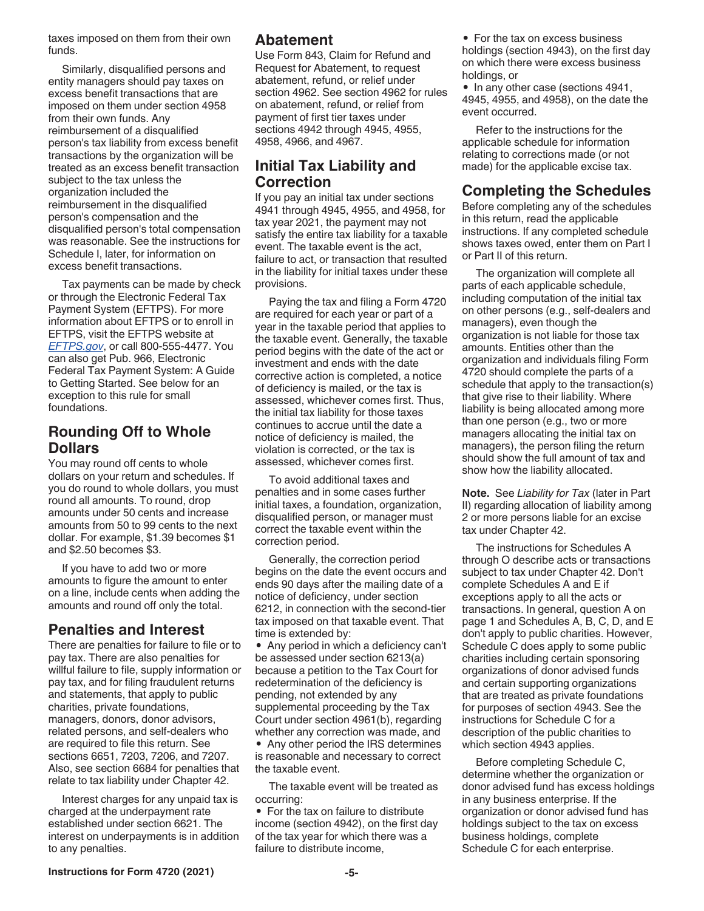taxes imposed on them from their own funds.

Similarly, disqualified persons and entity managers should pay taxes on excess benefit transactions that are imposed on them under section 4958 from their own funds. Any reimbursement of a disqualified person's tax liability from excess benefit transactions by the organization will be treated as an excess benefit transaction subject to the tax unless the organization included the reimbursement in the disqualified person's compensation and the disqualified person's total compensation was reasonable. See the instructions for Schedule I, later, for information on excess benefit transactions.

Tax payments can be made by check or through the Electronic Federal Tax Payment System (EFTPS). For more information about EFTPS or to enroll in EFTPS, visit the EFTPS website at *EFTPS.gov*, or call 800-555-4477. You can also get Pub. 966, Electronic Federal Tax Payment System: A Guide to Getting Started. See below for an exception to this rule for small foundations.

## Rounding Off to Whole Dollars

You may round off cents to whole dollars on your return and schedules. If you do round to whole dollars, you must round all amounts. To round, drop amounts under 50 cents and increase amounts from 50 to 99 cents to the next dollar. For example, $1.39 becomes $1 and $2.50 becomes $3.

If you have to add two or more amounts to figure the amount to enter on a line, include cents when adding the amounts and round off only the total.

## Penalties and Interest

There are penalties for failure to file or to pay tax. There are also penalties for willful failure to file, supply information or pay tax, and for filing fraudulent returns and statements, that apply to public charities, private foundations, managers, donors, donor advisors, related persons, and self-dealers who are required to file this return. See sections 6651, 7203, 7206, and 7207. Also, see section 6684 for penalties that relate to tax liability under Chapter 42.

Interest charges for any unpaid tax is charged at the underpayment rate established under section 6621. The interest on underpayments is in addition to any penalties.

## Abatement

Use Form 843, Claim for Refund and Request for Abatement, to request abatement, refund, or relief under section 4962. See section 4962 for rules on abatement, refund, or relief from payment of first tier taxes under sections 4942 through 4945, 4955, 4958, 4966, and 4967.

## Initial Tax Liability and Correction

If you pay an initial tax under sections 4941 through 4945, 4955, and 4958, for tax year 2021, the payment may not satisfy the entire tax liability for a taxable event. The taxable event is the act, failure to act, or transaction that resulted in the liability for initial taxes under these provisions.

Paying the tax and filing a Form 4720 are required for each year or part of a year in the taxable period that applies to the taxable event. Generally, the taxable period begins with the date of the act or investment and ends with the date corrective action is completed, a notice of deficiency is mailed, or the tax is assessed, whichever comes first. Thus, the initial tax liability for those taxes continues to accrue until the date a notice of deficiency is mailed, the violation is corrected, or the tax is assessed, whichever comes first.

To avoid additional taxes and penalties and in some cases further initial taxes, a foundation, organization, disqualified person, or manager must correct the taxable event within the correction period.

Generally, the correction period begins on the date the event occurs and ends 90 days after the mailing date of a notice of deficiency, under section 6212, in connection with the second-tier tax imposed on that taxable event. That time is extended by:

- Any period in which a deficiency can't be assessed under section 6213(a) because a petition to the Tax Court for redetermination of the deficiency is pending, not extended by any supplemental proceeding by the Tax Court under section 4961(b), regarding whether any correction was made, and
- Any other period the IRS determines is reasonable and necessary to correct the taxable event.

The taxable event will be treated as occurring:

- For the tax on failure to distribute income (section 4942), on the first day of the tax year for which there was a failure to distribute income,
- For the tax on excess business holdings (section 4943), on the first day on which there were excess business holdings, or
- In any other case (sections 4941, 4945, 4955, and 4958), on the date the event occurred.

Refer to the instructions for the applicable schedule for information relating to corrections made (or not made) for the applicable excise tax.

## Completing the Schedules

Before completing any of the schedules in this return, read the applicable instructions. If any completed schedule shows taxes owed, enter them on Part I or Part II of this return.

The organization will complete all parts of each applicable schedule, including computation of the initial tax on other persons (e.g., self-dealers and managers), even though the organization is not liable for those tax amounts. Entities other than the organization and individuals filing Form 4720 should complete the parts of a schedule that apply to the transaction(s) that give rise to their liability. Where liability is being allocated among more than one person (e.g., two or more managers allocating the initial tax on managers), the person filing the return should show the full amount of tax and show how the liability allocated.

**Note.** See *Liability for Tax* (later in Part II) regarding allocation of liability among 2 or more persons liable for an excise tax under Chapter 42.

The instructions for Schedules A through O describe acts or transactions subject to tax under Chapter 42. Don't complete Schedules A and E if exceptions apply to all the acts or transactions. In general, question A on page 1 and Schedules A, B, C, D, and E don't apply to public charities. However, Schedule C does apply to some public charities including certain sponsoring organizations of donor advised funds and certain supporting organizations that are treated as private foundations for purposes of section 4943. See the instructions for Schedule C for a description of the public charities to which section 4943 applies.

Before completing Schedule C, determine whether the organization or donor advised fund has excess holdings in any business enterprise. If the organization or donor advised fund has holdings subject to the tax on excess business holdings, complete Schedule C for each enterprise.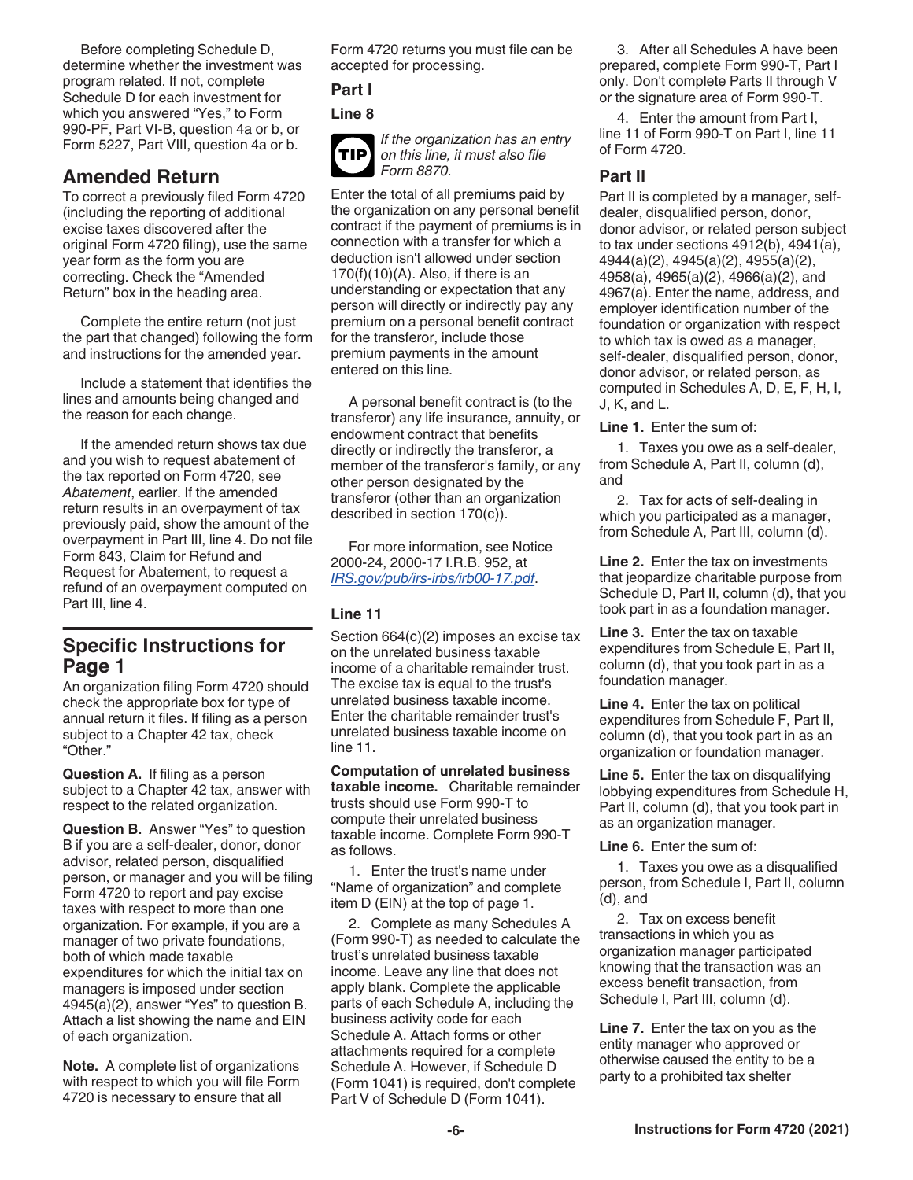Before completing Schedule D, determine whether the investment was program related. If not, complete Schedule D for each investment for which you answered "Yes," to Form 990-PF, Part VI-B, question 4a or b, or Form 5227, Part VIII, question 4a or b.

## Amended Return

To correct a previously filed Form 4720 (including the reporting of additional excise taxes discovered after the original Form 4720 filing), use the same year form as the form you are correcting. Check the "Amended Return" box in the heading area.

Complete the entire return (not just the part that changed) following the form and instructions for the amended year.

Include a statement that identifies the lines and amounts being changed and the reason for each change.

If the amended return shows tax due and you wish to request abatement of the tax reported on Form 4720, see *Abatement*, earlier. If the amended return results in an overpayment of tax previously paid, show the amount of the overpayment in Part III, line 4. Do not file Form 843, Claim for Refund and Request for Abatement, to request a refund of an overpayment computed on Part III, line 4.

## Specific Instructions for Page 1

An organization filing Form 4720 should check the appropriate box for type of annual return it files. If filing as a person subject to a Chapter 42 tax, check "Other."

**Question A.** If filing as a person subject to a Chapter 42 tax, answer with respect to the related organization.

**Question B.** Answer "Yes" to question B if you are a self-dealer, donor, donor advisor, related person, disqualified person, or manager and you will be filing Form 4720 to report and pay excise taxes with respect to more than one organization. For example, if you are a manager of two private foundations, both of which made taxable expenditures for which the initial tax on managers is imposed under section 4945(a)(2), answer "Yes" to question B. Attach a list showing the name and EIN of each organization.

**Note.** A complete list of organizations with respect to which you will file Form 4720 is necessary to ensure that all Form 4720 returns you must file can be accepted for processing.

### Part I

#### Line 8

**TIP** *If the organization has an entry on this line, it must also file Form 8870.*

Enter the total of all premiums paid by the organization on any personal benefit contract if the payment of premiums is in connection with a transfer for which a deduction isn't allowed under section 170(f)(10)(A). Also, if there is an understanding or expectation that any person will directly or indirectly pay any premium on a personal benefit contract for the transferor, include those premium payments in the amount entered on this line.

A personal benefit contract is (to the transferor) any life insurance, annuity, or endowment contract that benefits directly or indirectly the transferor, a member of the transferor's family, or any other person designated by the transferor (other than an organization described in section 170(c)).

For more information, see Notice 2000-24, 2000-17 I.R.B. 952, at *IRS.gov/pub/irs-irbs/irb00-17.pdf*.

#### Line 11

Section 664(c)(2) imposes an excise tax on the unrelated business taxable income of a charitable remainder trust. The excise tax is equal to the trust's unrelated business taxable income. Enter the charitable remainder trust's unrelated business taxable income on line 11.

**Computation of unrelated business taxable income.** Charitable remainder trusts should use Form 990-T to compute their unrelated business taxable income. Complete Form 990-T as follows.

1. Enter the trust's name under "Name of organization" and complete item D (EIN) at the top of page 1.

2. Complete as many Schedules A (Form 990-T) as needed to calculate the trust's unrelated business taxable income. Leave any line that does not apply blank. Complete the applicable parts of each Schedule A, including the business activity code for each Schedule A. Attach forms or other attachments required for a complete Schedule A. However, if Schedule D (Form 1041) is required, don't complete Part V of Schedule D (Form 1041).

3. After all Schedules A have been prepared, complete Form 990-T, Part I only. Don't complete Parts II through V or the signature area of Form 990-T.

4. Enter the amount from Part I, line 11 of Form 990-T on Part I, line 11 of Form 4720.

### Part II

Part II is completed by a manager, self-dealer, disqualified person, donor, donor advisor, or related person subject to tax under sections 4912(b), 4941(a), 4944(a)(2), 4945(a)(2), 4955(a)(2), 4958(a), 4965(a)(2), 4966(a)(2), and 4967(a). Enter the name, address, and employer identification number of the foundation or organization with respect to which tax is owed as a manager, self-dealer, disqualified person, donor, donor advisor, or related person, as computed in Schedules A, D, E, F, H, I, J, K, and L.

**Line 1.** Enter the sum of:

1. Taxes you owe as a self-dealer, from Schedule A, Part II, column (d), and

2. Tax for acts of self-dealing in which you participated as a manager, from Schedule A, Part III, column (d).

**Line 2.** Enter the tax on investments that jeopardize charitable purpose from Schedule D, Part II, column (d), that you took part in as a foundation manager.

**Line 3.** Enter the tax on taxable expenditures from Schedule E, Part II, column (d), that you took part in as a foundation manager.

**Line 4.** Enter the tax on political expenditures from Schedule F, Part II, column (d), that you took part in as an organization or foundation manager.

**Line 5.** Enter the tax on disqualifying lobbying expenditures from Schedule H, Part II, column (d), that you took part in as an organization manager.

**Line 6.** Enter the sum of:

1. Taxes you owe as a disqualified person, from Schedule I, Part II, column (d), and

2. Tax on excess benefit transactions in which you as organization manager participated knowing that the transaction was an excess benefit transaction, from Schedule I, Part III, column (d).

**Line 7.** Enter the tax on you as the entity manager who approved or otherwise caused the entity to be a party to a prohibited tax shelter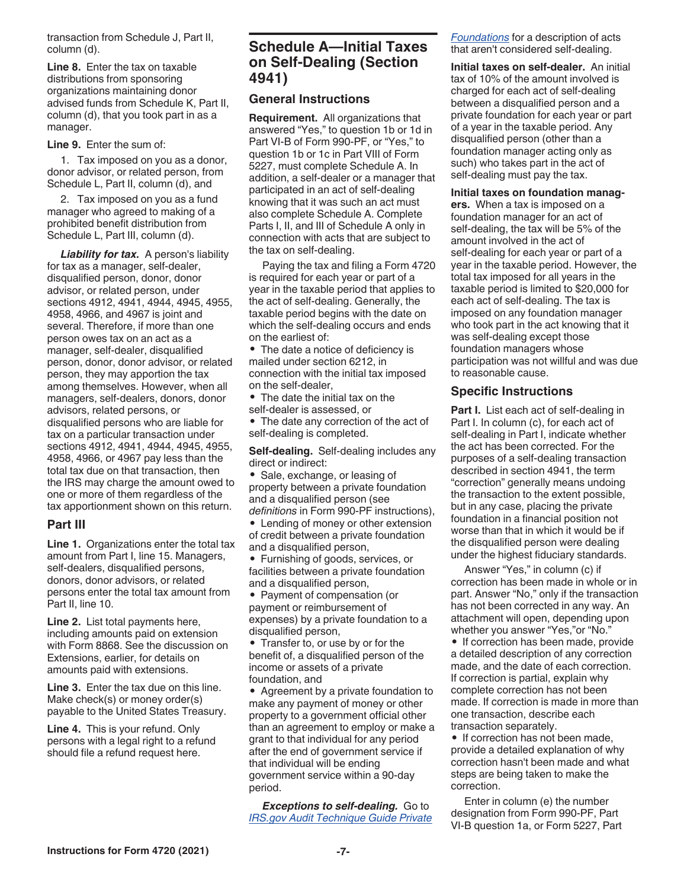transaction from Schedule J, Part II, column (d).

**Line 8.** Enter the tax on taxable distributions from sponsoring organizations maintaining donor advised funds from Schedule K, Part II, column (d), that you took part in as a manager.

**Line 9.** Enter the sum of:

1. Tax imposed on you as a donor, donor advisor, or related person, from Schedule L, Part II, column (d), and
2. Tax imposed on you as a fund manager who agreed to making of a prohibited benefit distribution from Schedule L, Part III, column (d).

***Liability for tax.*** A person's liability for tax as a manager, self-dealer, disqualified person, donor, donor advisor, or related person, under sections 4912, 4941, 4944, 4945, 4955, 4958, 4966, and 4967 is joint and several. Therefore, if more than one person owes tax on an act as a manager, self-dealer, disqualified person, donor, donor advisor, or related person, they may apportion the tax among themselves. However, when all managers, self-dealers, donors, donor advisors, related persons, or disqualified persons who are liable for tax on a particular transaction under sections 4912, 4941, 4944, 4945, 4955, 4958, 4966, or 4967 pay less than the total tax due on that transaction, then the IRS may charge the amount owed to one or more of them regardless of the tax apportionment shown on this return.

### Part III

**Line 1.** Organizations enter the total tax amount from Part I, line 15. Managers, self-dealers, disqualified persons, donors, donor advisors, or related persons enter the total tax amount from Part II, line 10.

**Line 2.** List total payments here, including amounts paid on extension with Form 8868. See the discussion on Extensions, earlier, for details on amounts paid with extensions.

**Line 3.** Enter the tax due on this line. Make check(s) or money order(s) payable to the United States Treasury.

**Line 4.** This is your refund. Only persons with a legal right to a refund should file a refund request here.

## Schedule A—Initial Taxes on Self-Dealing (Section 4941)

### General Instructions

**Requirement.** All organizations that answered "Yes," to question 1b or 1d in Part VI-B of Form 990-PF, or "Yes," to question 1b or 1c in Part VIII of Form 5227, must complete Schedule A. In addition, a self-dealer or a manager that participated in an act of self-dealing knowing that it was such an act must also complete Schedule A. Complete Parts I, II, and III of Schedule A only in connection with acts that are subject to the tax on self-dealing.

Paying the tax and filing a Form 4720 is required for each year or part of a year in the taxable period that applies to the act of self-dealing. Generally, the taxable period begins with the date on which the self-dealing occurs and ends on the earliest of:

- The date a notice of deficiency is mailed under section 6212, in connection with the initial tax imposed on the self-dealer,
- The date the initial tax on the self-dealer is assessed, or
- The date any correction of the act of self-dealing is completed.

**Self-dealing.** Self-dealing includes any direct or indirect:

- Sale, exchange, or leasing of property between a private foundation and a disqualified person (see *definitions* in Form 990-PF instructions),
- Lending of money or other extension of credit between a private foundation and a disqualified person,
- Furnishing of goods, services, or facilities between a private foundation and a disqualified person,
- Payment of compensation (or payment or reimbursement of expenses) by a private foundation to a disqualified person,
- Transfer to, or use by or for the benefit of, a disqualified person of the income or assets of a private foundation, and
- Agreement by a private foundation to make any payment of money or other property to a government official other than an agreement to employ or make a grant to that individual for any period after the end of government service if that individual will be ending government service within a 90-day period.

***Exceptions to self-dealing.*** Go to *IRS.gov Audit Technique Guide Private Foundations* for a description of acts that aren't considered self-dealing.

**Initial taxes on self-dealer.** An initial tax of 10% of the amount involved is charged for each act of self-dealing between a disqualified person and a private foundation for each year or part of a year in the taxable period. Any disqualified person (other than a foundation manager acting only as such) who takes part in the act of self-dealing must pay the tax.

**Initial taxes on foundation managers.** When a tax is imposed on a foundation manager for an act of self-dealing, the tax will be 5% of the amount involved in the act of self-dealing for each year or part of a year in the taxable period. However, the total tax imposed for all years in the taxable period is limited to $20,000 for each act of self-dealing. The tax is imposed on any foundation manager who took part in the act knowing that it was self-dealing except those foundation managers whose participation was not willful and was due to reasonable cause.

### Specific Instructions

**Part I.** List each act of self-dealing in Part I. In column (c), for each act of self-dealing in Part I, indicate whether the act has been corrected. For the purposes of a self-dealing transaction described in section 4941, the term "correction" generally means undoing the transaction to the extent possible, but in any case, placing the private foundation in a financial position not worse than that in which it would be if the disqualified person were dealing under the highest fiduciary standards.

Answer "Yes," in column (c) if correction has been made in whole or in part. Answer "No," only if the transaction has not been corrected in any way. An attachment will open, depending upon whether you answer "Yes,"or "No."

- If correction has been made, provide a detailed description of any correction made, and the date of each correction. If correction is partial, explain why complete correction has not been made. If correction is made in more than one transaction, describe each transaction separately.
- If correction has not been made, provide a detailed explanation of why correction hasn't been made and what steps are being taken to make the correction.

Enter in column (e) the number designation from Form 990-PF, Part VI-B question 1a, or Form 5227, Part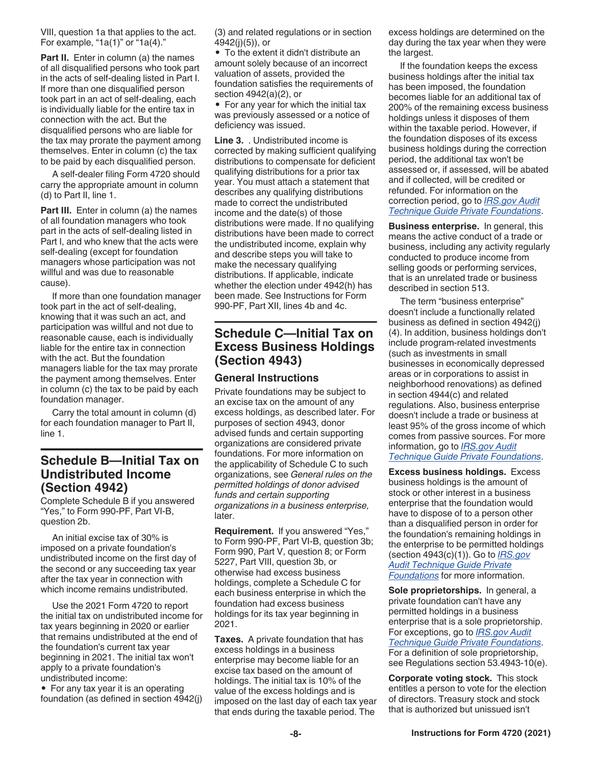VIII, question 1a that applies to the act. For example, "1a(1)" or "1a(4)."

**Part II.** Enter in column (a) the names of all disqualified persons who took part in the acts of self-dealing listed in Part I. If more than one disqualified person took part in an act of self-dealing, each is individually liable for the entire tax in connection with the act. But the disqualified persons who are liable for the tax may prorate the payment among themselves. Enter in column (c) the tax to be paid by each disqualified person.

A self-dealer filing Form 4720 should carry the appropriate amount in column (d) to Part II, line 1.

**Part III.** Enter in column (a) the names of all foundation managers who took part in the acts of self-dealing listed in Part I, and who knew that the acts were self-dealing (except for foundation managers whose participation was not willful and was due to reasonable cause).

If more than one foundation manager took part in the act of self-dealing, knowing that it was such an act, and participation was willful and not due to reasonable cause, each is individually liable for the entire tax in connection with the act. But the foundation managers liable for the tax may prorate the payment among themselves. Enter in column (c) the tax to be paid by each foundation manager.

Carry the total amount in column (d) for each foundation manager to Part II, line 1.

## Schedule B—Initial Tax on Undistributed Income (Section 4942)

Complete Schedule B if you answered "Yes," to Form 990-PF, Part VI-B, question 2b.

An initial excise tax of 30% is imposed on a private foundation's undistributed income on the first day of the second or any succeeding tax year after the tax year in connection with which income remains undistributed.

Use the 2021 Form 4720 to report the initial tax on undistributed income for tax years beginning in 2020 or earlier that remains undistributed at the end of the foundation's current tax year beginning in 2021. The initial tax won't apply to a private foundation's undistributed income:

- For any tax year it is an operating foundation (as defined in section 4942(j)(3) and related regulations or in section 4942(j)(5)), or
- To the extent it didn't distribute an amount solely because of an incorrect valuation of assets, provided the foundation satisfies the requirements of section 4942(a)(2), or
- For any year for which the initial tax was previously assessed or a notice of deficiency was issued.

**Line 3.** . Undistributed income is corrected by making sufficient qualifying distributions to compensate for deficient qualifying distributions for a prior tax year. You must attach a statement that describes any qualifying distributions made to correct the undistributed income and the date(s) of those distributions were made. If no qualifying distributions have been made to correct the undistributed income, explain why and describe steps you will take to make the necessary qualifying distributions. If applicable, indicate whether the election under 4942(h) has been made. See Instructions for Form 990-PF, Part XII, lines 4b and 4c.

## Schedule C—Initial Tax on Excess Business Holdings (Section 4943)

### General Instructions

Private foundations may be subject to an excise tax on the amount of any excess holdings, as described later. For purposes of section 4943, donor advised funds and certain supporting organizations are considered private foundations. For more information on the applicability of Schedule C to such organizations, see *General rules on the permitted holdings of donor advised funds and certain supporting organizations in a business enterprise,* later.

**Requirement.** If you answered "Yes," to Form 990-PF, Part VI-B, question 3b; Form 990, Part V, question 8; or Form 5227, Part VIII, question 3b, or otherwise had excess business holdings, complete a Schedule C for each business enterprise in which the foundation had excess business holdings for its tax year beginning in 2021.

**Taxes.** A private foundation that has excess holdings in a business enterprise may become liable for an excise tax based on the amount of holdings. The initial tax is 10% of the value of the excess holdings and is imposed on the last day of each tax year that ends during the taxable period. The excess holdings are determined on the day during the tax year when they were the largest.

If the foundation keeps the excess business holdings after the initial tax has been imposed, the foundation becomes liable for an additional tax of 200% of the remaining excess business holdings unless it disposes of them within the taxable period. However, if the foundation disposes of its excess business holdings during the correction period, the additional tax won't be assessed or, if assessed, will be abated and if collected, will be credited or refunded. For information on the correction period, go to *IRS.gov Audit Technique Guide Private Foundations*.

**Business enterprise.** In general, this means the active conduct of a trade or business, including any activity regularly conducted to produce income from selling goods or performing services, that is an unrelated trade or business described in section 513.

The term "business enterprise" doesn't include a functionally related business as defined in section 4942(j)(4). In addition, business holdings don't include program-related investments (such as investments in small businesses in economically depressed areas or in corporations to assist in neighborhood renovations) as defined in section 4944(c) and related regulations. Also, business enterprise doesn't include a trade or business at least 95% of the gross income of which comes from passive sources. For more information, go to *IRS.gov Audit Technique Guide Private Foundations*.

**Excess business holdings.** Excess business holdings is the amount of stock or other interest in a business enterprise that the foundation would have to dispose of to a person other than a disqualified person in order for the foundation's remaining holdings in the enterprise to be permitted holdings (section 4943(c)(1)). Go to *IRS.gov Audit Technique Guide Private Foundations* for more information.

**Sole proprietorships.** In general, a private foundation can't have any permitted holdings in a business enterprise that is a sole proprietorship. For exceptions, go to *IRS.gov Audit Technique Guide Private Foundations*. For a definition of sole proprietorship, see Regulations section 53.4943-10(e).

**Corporate voting stock.** This stock entitles a person to vote for the election of directors. Treasury stock and stock that is authorized but unissued isn't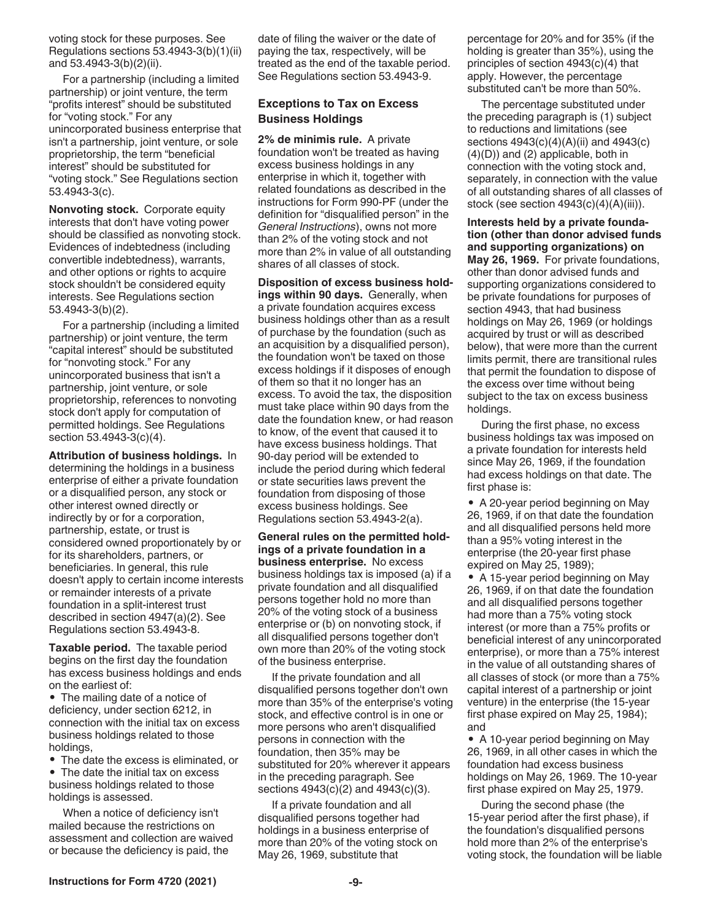voting stock for these purposes. See Regulations sections 53.4943-3(b)(1)(ii) and 53.4943-3(b)(2)(ii).

For a partnership (including a limited partnership) or joint venture, the term "profits interest" should be substituted for "voting stock." For any unincorporated business enterprise that isn't a partnership, joint venture, or sole proprietorship, the term "beneficial interest" should be substituted for "voting stock." See Regulations section 53.4943-3(c).

**Nonvoting stock.** Corporate equity interests that don't have voting power should be classified as nonvoting stock. Evidences of indebtedness (including convertible indebtedness), warrants, and other options or rights to acquire stock shouldn't be considered equity interests. See Regulations section 53.4943-3(b)(2).

For a partnership (including a limited partnership) or joint venture, the term "capital interest" should be substituted for "nonvoting stock." For any unincorporated business that isn't a partnership, joint venture, or sole proprietorship, references to nonvoting stock don't apply for computation of permitted holdings. See Regulations section 53.4943-3(c)(4).

**Attribution of business holdings.** In determining the holdings in a business enterprise of either a private foundation or a disqualified person, any stock or other interest owned directly or indirectly by or for a corporation, partnership, estate, or trust is considered owned proportionately by or for its shareholders, partners, or beneficiaries. In general, this rule doesn't apply to certain income interests or remainder interests of a private foundation in a split-interest trust described in section 4947(a)(2). See Regulations section 53.4943-8.

**Taxable period.** The taxable period begins on the first day the foundation has excess business holdings and ends on the earliest of:

- The mailing date of a notice of deficiency, under section 6212, in connection with the initial tax on excess business holdings related to those holdings,
- The date the excess is eliminated, or
- The date the initial tax on excess business holdings related to those holdings is assessed.

When a notice of deficiency isn't mailed because the restrictions on assessment and collection are waived or because the deficiency is paid, the date of filing the waiver or the date of paying the tax, respectively, will be treated as the end of the taxable period. See Regulations section 53.4943-9.

### Exceptions to Tax on Excess Business Holdings

**2% de minimis rule.** A private foundation won't be treated as having excess business holdings in any enterprise in which it, together with related foundations as described in the instructions for Form 990-PF (under the definition for "disqualified person" in the *General Instructions*), owns not more than 2% of the voting stock and not more than 2% in value of all outstanding shares of all classes of stock.

**Disposition of excess business holdings within 90 days.** Generally, when a private foundation acquires excess business holdings other than as a result of purchase by the foundation (such as an acquisition by a disqualified person), the foundation won't be taxed on those excess holdings if it disposes of enough of them so that it no longer has an excess. To avoid the tax, the disposition must take place within 90 days from the date the foundation knew, or had reason to know, of the event that caused it to have excess business holdings. That 90-day period will be extended to include the period during which federal or state securities laws prevent the foundation from disposing of those excess business holdings. See Regulations section 53.4943-2(a).

**General rules on the permitted holdings of a private foundation in a business enterprise.** No excess business holdings tax is imposed (a) if a private foundation and all disqualified persons together hold no more than 20% of the voting stock of a business enterprise or (b) on nonvoting stock, if all disqualified persons together don't own more than 20% of the voting stock of the business enterprise.

If the private foundation and all disqualified persons together don't own more than 35% of the enterprise's voting stock, and effective control is in one or more persons who aren't disqualified persons in connection with the foundation, then 35% may be substituted for 20% wherever it appears in the preceding paragraph. See sections 4943(c)(2) and 4943(c)(3).

If a private foundation and all disqualified persons together had holdings in a business enterprise of more than 20% of the voting stock on May 26, 1969, substitute that percentage for 20% and for 35% (if the holding is greater than 35%), using the principles of section 4943(c)(4) that apply. However, the percentage substituted can't be more than 50%.

The percentage substituted under the preceding paragraph is (1) subject to reductions and limitations (see sections 4943(c)(4)(A)(ii) and 4943(c)(4)(D)) and (2) applicable, both in connection with the voting stock and, separately, in connection with the value of all outstanding shares of all classes of stock (see section 4943(c)(4)(A)(iii)).

**Interests held by a private foundation (other than donor advised funds and supporting organizations) on May 26, 1969.** For private foundations, other than donor advised funds and supporting organizations considered to be private foundations for purposes of section 4943, that had business holdings on May 26, 1969 (or holdings acquired by trust or will as described below), that were more than the current limits permit, there are transitional rules that permit the foundation to dispose of the excess over time without being subject to the tax on excess business holdings.

During the first phase, no excess business holdings tax was imposed on a private foundation for interests held since May 26, 1969, if the foundation had excess holdings on that date. The first phase is:

- A 20-year period beginning on May 26, 1969, if on that date the foundation and all disqualified persons held more than a 95% voting interest in the enterprise (the 20-year first phase expired on May 25, 1989);
- A 15-year period beginning on May 26, 1969, if on that date the foundation and all disqualified persons together had more than a 75% voting stock interest (or more than a 75% profits or beneficial interest of any unincorporated enterprise), or more than a 75% interest in the value of all outstanding shares of all classes of stock (or more than a 75% capital interest of a partnership or joint venture) in the enterprise (the 15-year first phase expired on May 25, 1984); and
- A 10-year period beginning on May 26, 1969, in all other cases in which the foundation had excess business holdings on May 26, 1969. The 10-year first phase expired on May 25, 1979.

During the second phase (the 15-year period after the first phase), if the foundation's disqualified persons hold more than 2% of the enterprise's voting stock, the foundation will be liable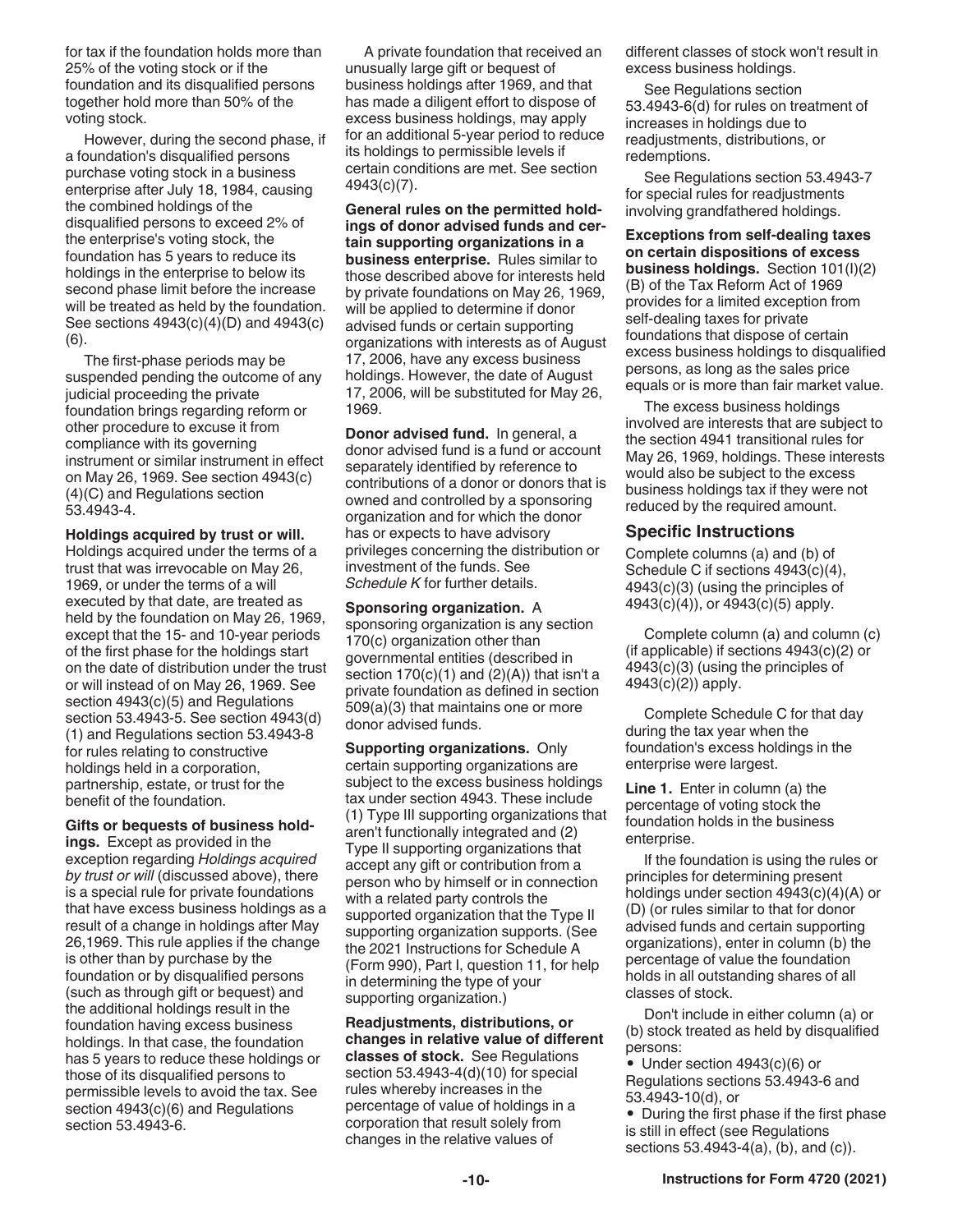for tax if the foundation holds more than 25% of the voting stock or if the foundation and its disqualified persons together hold more than 50% of the voting stock.

However, during the second phase, if a foundation's disqualified persons purchase voting stock in a business enterprise after July 18, 1984, causing the combined holdings of the disqualified persons to exceed 2% of the enterprise's voting stock, the foundation has 5 years to reduce its holdings in the enterprise to below its second phase limit before the increase will be treated as held by the foundation. See sections 4943(c)(4)(D) and 4943(c)(6).

The first-phase periods may be suspended pending the outcome of any judicial proceeding the private foundation brings regarding reform or other procedure to excuse it from compliance with its governing instrument or similar instrument in effect on May 26, 1969. See section 4943(c)(4)(C) and Regulations section 53.4943-4.

**Holdings acquired by trust or will.** Holdings acquired under the terms of a trust that was irrevocable on May 26, 1969, or under the terms of a will executed by that date, are treated as held by the foundation on May 26, 1969, except that the 15- and 10-year periods of the first phase for the holdings start on the date of distribution under the trust or will instead of on May 26, 1969. See section 4943(c)(5) and Regulations section 53.4943-5. See section 4943(d)(1) and Regulations section 53.4943-8 for rules relating to constructive holdings held in a corporation, partnership, estate, or trust for the benefit of the foundation.

**Gifts or bequests of business holdings.** Except as provided in the exception regarding *Holdings acquired by trust or will* (discussed above), there is a special rule for private foundations that have excess business holdings as a result of a change in holdings after May 26,1969. This rule applies if the change is other than by purchase by the foundation or by disqualified persons (such as through gift or bequest) and the additional holdings result in the foundation having excess business holdings. In that case, the foundation has 5 years to reduce these holdings or those of its disqualified persons to permissible levels to avoid the tax. See section 4943(c)(6) and Regulations section 53.4943-6.

A private foundation that received an unusually large gift or bequest of business holdings after 1969, and that has made a diligent effort to dispose of excess business holdings, may apply for an additional 5-year period to reduce its holdings to permissible levels if certain conditions are met. See section 4943(c)(7).

**General rules on the permitted holdings of donor advised funds and certain supporting organizations in a business enterprise.** Rules similar to those described above for interests held by private foundations on May 26, 1969, will be applied to determine if donor advised funds or certain supporting organizations with interests as of August 17, 2006, have any excess business holdings. However, the date of August 17, 2006, will be substituted for May 26, 1969.

**Donor advised fund.** In general, a donor advised fund is a fund or account separately identified by reference to contributions of a donor or donors that is owned and controlled by a sponsoring organization and for which the donor has or expects to have advisory privileges concerning the distribution or investment of the funds. See *Schedule K* for further details.

**Sponsoring organization.** A sponsoring organization is any section 170(c) organization other than governmental entities (described in section 170(c)(1) and (2)(A)) that isn't a private foundation as defined in section 509(a)(3) that maintains one or more donor advised funds.

**Supporting organizations.** Only certain supporting organizations are subject to the excess business holdings tax under section 4943. These include (1) Type III supporting organizations that aren't functionally integrated and (2) Type II supporting organizations that accept any gift or contribution from a person who by himself or in connection with a related party controls the supported organization that the Type II supporting organization supports. (See the 2021 Instructions for Schedule A (Form 990), Part I, question 11, for help in determining the type of your supporting organization.)

**Readjustments, distributions, or changes in relative value of different classes of stock.** See Regulations section 53.4943-4(d)(10) for special rules whereby increases in the percentage of value of holdings in a corporation that result solely from changes in the relative values of different classes of stock won't result in excess business holdings.

See Regulations section 53.4943-6(d) for rules on treatment of increases in holdings due to readjustments, distributions, or redemptions.

See Regulations section 53.4943-7 for special rules for readjustments involving grandfathered holdings.

**Exceptions from self-dealing taxes on certain dispositions of excess business holdings.** Section 101(l)(2)(B) of the Tax Reform Act of 1969 provides for a limited exception from self-dealing taxes for private foundations that dispose of certain excess business holdings to disqualified persons, as long as the sales price equals or is more than fair market value.

The excess business holdings involved are interests that are subject to the section 4941 transitional rules for May 26, 1969, holdings. These interests would also be subject to the excess business holdings tax if they were not reduced by the required amount.

## Specific Instructions

Complete columns (a) and (b) of Schedule C if sections 4943(c)(4), 4943(c)(3) (using the principles of 4943(c)(4)), or 4943(c)(5) apply.

Complete column (a) and column (c) (if applicable) if sections 4943(c)(2) or 4943(c)(3) (using the principles of 4943(c)(2)) apply.

Complete Schedule C for that day during the tax year when the foundation's excess holdings in the enterprise were largest.

**Line 1.** Enter in column (a) the percentage of voting stock the foundation holds in the business enterprise.

If the foundation is using the rules or principles for determining present holdings under section 4943(c)(4)(A) or (D) (or rules similar to that for donor advised funds and certain supporting organizations), enter in column (b) the percentage of value the foundation holds in all outstanding shares of all classes of stock.

Don't include in either column (a) or (b) stock treated as held by disqualified persons:

- Under section 4943(c)(6) or Regulations sections 53.4943-6 and 53.4943-10(d), or
- During the first phase if the first phase is still in effect (see Regulations sections 53.4943-4(a), (b), and (c)).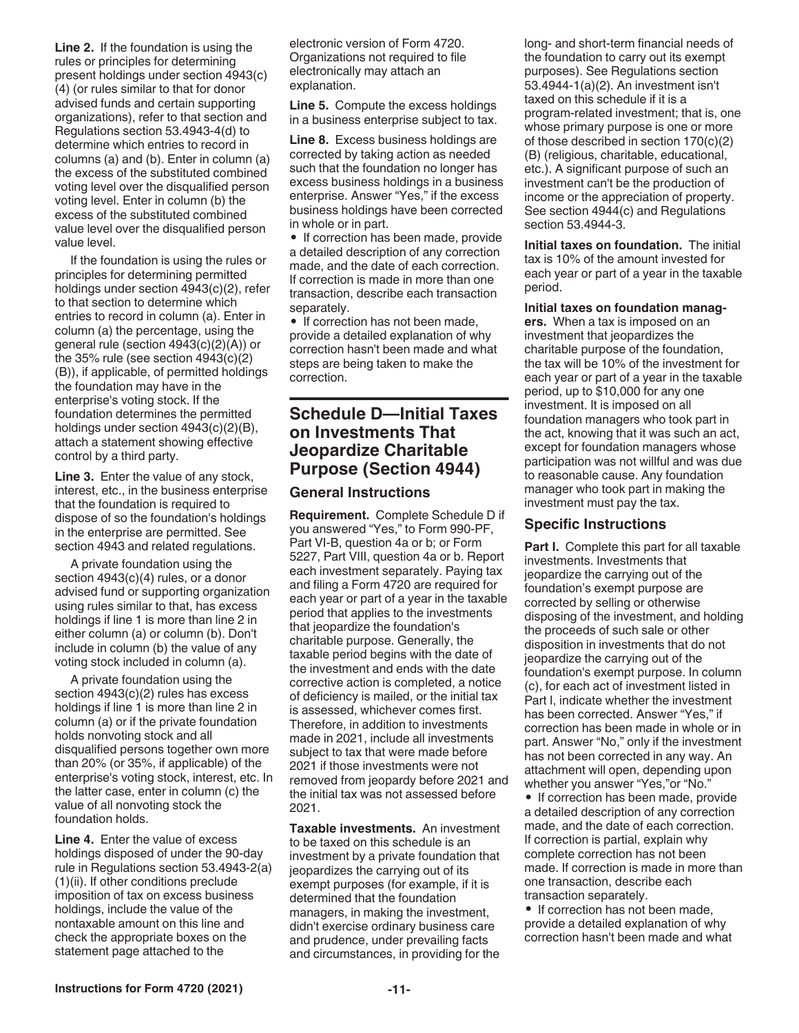**Line 2.** If the foundation is using the rules or principles for determining present holdings under section 4943(c)(4) (or rules similar to that for donor advised funds and certain supporting organizations), refer to that section and Regulations section 53.4943-4(d) to determine which entries to record in columns (a) and (b). Enter in column (a) the excess of the substituted combined voting level over the disqualified person voting level. Enter in column (b) the excess of the substituted combined value level over the disqualified person value level.

If the foundation is using the rules or principles for determining permitted holdings under section 4943(c)(2), refer to that section to determine which entries to record in column (a). Enter in column (a) the percentage, using the general rule (section 4943(c)(2)(A)) or the 35% rule (see section 4943(c)(2)(B)), if applicable, of permitted holdings the foundation may have in the enterprise's voting stock. If the foundation determines the permitted holdings under section 4943(c)(2)(B), attach a statement showing effective control by a third party.

**Line 3.** Enter the value of any stock, interest, etc., in the business enterprise that the foundation is required to dispose of so the foundation's holdings in the enterprise are permitted. See section 4943 and related regulations.

A private foundation using the section 4943(c)(4) rules, or a donor advised fund or supporting organization using rules similar to that, has excess holdings if line 1 is more than line 2 in either column (a) or column (b). Don't include in column (b) the value of any voting stock included in column (a).

A private foundation using the section 4943(c)(2) rules has excess holdings if line 1 is more than line 2 in column (a) or if the private foundation holds nonvoting stock and all disqualified persons together own more than 20% (or 35%, if applicable) of the enterprise's voting stock, interest, etc. In the latter case, enter in column (c) the value of all nonvoting stock the foundation holds.

**Line 4.** Enter the value of excess holdings disposed of under the 90-day rule in Regulations section 53.4943-2(a)(1)(ii). If other conditions preclude imposition of tax on excess business holdings, include the value of the nontaxable amount on this line and check the appropriate boxes on the statement page attached to the electronic version of Form 4720. Organizations not required to file electronically may attach an explanation.

**Line 5.** Compute the excess holdings in a business enterprise subject to tax.

**Line 8.** Excess business holdings are corrected by taking action as needed such that the foundation no longer has excess business holdings in a business enterprise. Answer "Yes," if the excess business holdings have been corrected in whole or in part.

- If correction has been made, provide a detailed description of any correction made, and the date of each correction. If correction is made in more than one transaction, describe each transaction separately.
- If correction has not been made, provide a detailed explanation of why correction hasn't been made and what steps are being taken to make the correction.

## Schedule D—Initial Taxes on Investments That Jeopardize Charitable Purpose (Section 4944)

### General Instructions

**Requirement.** Complete Schedule D if you answered "Yes," to Form 990-PF, Part VI-B, question 4a or b; or Form 5227, Part VIII, question 4a or b. Report each investment separately. Paying tax and filing a Form 4720 are required for each year or part of a year in the taxable period that applies to the investments that jeopardize the foundation's charitable purpose. Generally, the taxable period begins with the date of the investment and ends with the date corrective action is completed, a notice of deficiency is mailed, or the initial tax is assessed, whichever comes first. Therefore, in addition to investments made in 2021, include all investments subject to tax that were made before 2021 if those investments were not removed from jeopardy before 2021 and the initial tax was not assessed before 2021.

**Taxable investments.** An investment to be taxed on this schedule is an investment by a private foundation that jeopardizes the carrying out of its exempt purposes (for example, if it is determined that the foundation managers, in making the investment, didn't exercise ordinary business care and prudence, under prevailing facts and circumstances, in providing for the long- and short-term financial needs of the foundation to carry out its exempt purposes). See Regulations section 53.4944-1(a)(2). An investment isn't taxed on this schedule if it is a program-related investment; that is, one whose primary purpose is one or more of those described in section 170(c)(2)(B) (religious, charitable, educational, etc.). A significant purpose of such an investment can't be the production of income or the appreciation of property. See section 4944(c) and Regulations section 53.4944-3.

**Initial taxes on foundation.** The initial tax is 10% of the amount invested for each year or part of a year in the taxable period.

**Initial taxes on foundation managers.** When a tax is imposed on an investment that jeopardizes the charitable purpose of the foundation, the tax will be 10% of the investment for each year or part of a year in the taxable period, up to $10,000 for any one investment. It is imposed on all foundation managers who took part in the act, knowing that it was such an act, except for foundation managers whose participation was not willful and was due to reasonable cause. Any foundation manager who took part in making the investment must pay the tax.

### Specific Instructions

**Part I.** Complete this part for all taxable investments. Investments that jeopardize the carrying out of the foundation's exempt purpose are corrected by selling or otherwise disposing of the investment, and holding the proceeds of such sale or other disposition in investments that do not jeopardize the carrying out of the foundation's exempt purpose. In column (c), for each act of investment listed in Part I, indicate whether the investment has been corrected. Answer "Yes," if correction has been made in whole or in part. Answer "No," only if the investment has not been corrected in any way. An attachment will open, depending upon whether you answer "Yes,"or "No."

- If correction has been made, provide a detailed description of any correction made, and the date of each correction. If correction is partial, explain why complete correction has not been made. If correction is made in more than one transaction, describe each transaction separately.
- If correction has not been made, provide a detailed explanation of why correction hasn't been made and what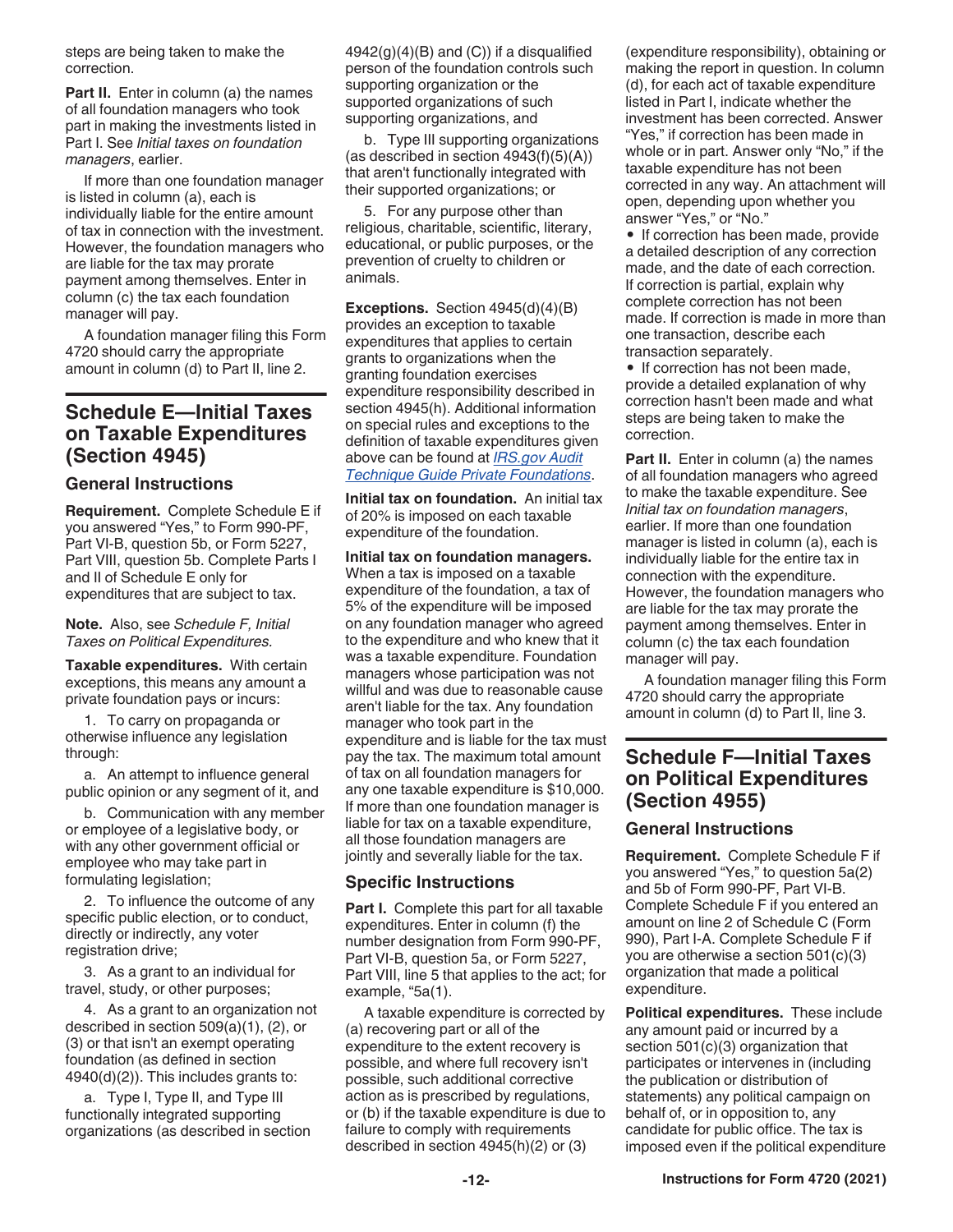steps are being taken to make the correction.

**Part II.** Enter in column (a) the names of all foundation managers who took part in making the investments listed in Part I. See *Initial taxes on foundation managers*, earlier.

If more than one foundation manager is listed in column (a), each is individually liable for the entire amount of tax in connection with the investment. However, the foundation managers who are liable for the tax may prorate payment among themselves. Enter in column (c) the tax each foundation manager will pay.

A foundation manager filing this Form 4720 should carry the appropriate amount in column (d) to Part II, line 2.

## Schedule E—Initial Taxes on Taxable Expenditures (Section 4945)

### General Instructions

**Requirement.** Complete Schedule E if you answered "Yes," to Form 990-PF, Part VI-B, question 5b, or Form 5227, Part VIII, question 5b. Complete Parts I and II of Schedule E only for expenditures that are subject to tax.

**Note.** Also, see *Schedule F, Initial Taxes on Political Expenditures*.

**Taxable expenditures.** With certain exceptions, this means any amount a private foundation pays or incurs:

1. To carry on propaganda or otherwise influence any legislation through:

a. An attempt to influence general public opinion or any segment of it, and

b. Communication with any member or employee of a legislative body, or with any other government official or employee who may take part in formulating legislation;

2. To influence the outcome of any specific public election, or to conduct, directly or indirectly, any voter registration drive;

3. As a grant to an individual for travel, study, or other purposes;

4. As a grant to an organization not described in section 509(a)(1), (2), or (3) or that isn't an exempt operating foundation (as defined in section 4940(d)(2)). This includes grants to:

a. Type I, Type II, and Type III functionally integrated supporting organizations (as described in section 4942(g)(4)(B) and (C)) if a disqualified person of the foundation controls such supporting organization or the supported organizations of such supporting organizations, and

b. Type III supporting organizations (as described in section 4943(f)(5)(A)) that aren't functionally integrated with their supported organizations; or

5. For any purpose other than religious, charitable, scientific, literary, educational, or public purposes, or the prevention of cruelty to children or animals.

**Exceptions.** Section 4945(d)(4)(B) provides an exception to taxable expenditures that applies to certain grants to organizations when the granting foundation exercises expenditure responsibility described in section 4945(h). Additional information on special rules and exceptions to the definition of taxable expenditures given above can be found at *IRS.gov Audit Technique Guide Private Foundations*.

**Initial tax on foundation.** An initial tax of 20% is imposed on each taxable expenditure of the foundation.

**Initial tax on foundation managers.** When a tax is imposed on a taxable expenditure of the foundation, a tax of 5% of the expenditure will be imposed on any foundation manager who agreed to the expenditure and who knew that it was a taxable expenditure. Foundation managers whose participation was not willful and was due to reasonable cause aren't liable for the tax. Any foundation manager who took part in the expenditure and is liable for the tax must pay the tax. The maximum total amount of tax on all foundation managers for any one taxable expenditure is $10,000. If more than one foundation manager is liable for tax on a taxable expenditure, all those foundation managers are jointly and severally liable for the tax.

### Specific Instructions

**Part I.** Complete this part for all taxable expenditures. Enter in column (f) the number designation from Form 990-PF, Part VI-B, question 5a, or Form 5227, Part VIII, line 5 that applies to the act; for example, "5a(1).

A taxable expenditure is corrected by (a) recovering part or all of the expenditure to the extent recovery is possible, and where full recovery isn't possible, such additional corrective action as is prescribed by regulations, or (b) if the taxable expenditure is due to failure to comply with requirements described in section 4945(h)(2) or (3) (expenditure responsibility), obtaining or making the report in question. In column (d), for each act of taxable expenditure listed in Part I, indicate whether the investment has been corrected. Answer "Yes," if correction has been made in whole or in part. Answer only "No," if the taxable expenditure has not been corrected in any way. An attachment will open, depending upon whether you answer "Yes," or "No."

- If correction has been made, provide a detailed description of any correction made, and the date of each correction. If correction is partial, explain why complete correction has not been made. If correction is made in more than one transaction, describe each transaction separately.
- If correction has not been made, provide a detailed explanation of why correction hasn't been made and what steps are being taken to make the correction.

**Part II.** Enter in column (a) the names of all foundation managers who agreed to make the taxable expenditure. See *Initial tax on foundation managers*, earlier. If more than one foundation manager is listed in column (a), each is individually liable for the entire tax in connection with the expenditure. However, the foundation managers who are liable for the tax may prorate the payment among themselves. Enter in column (c) the tax each foundation manager will pay.

A foundation manager filing this Form 4720 should carry the appropriate amount in column (d) to Part II, line 3.

## Schedule F—Initial Taxes on Political Expenditures (Section 4955)

### General Instructions

**Requirement.** Complete Schedule F if you answered "Yes," to question 5a(2) and 5b of Form 990-PF, Part VI-B. Complete Schedule F if you entered an amount on line 2 of Schedule C (Form 990), Part I-A. Complete Schedule F if you are otherwise a section 501(c)(3) organization that made a political expenditure.

**Political expenditures.** These include any amount paid or incurred by a section 501(c)(3) organization that participates or intervenes in (including the publication or distribution of statements) any political campaign on behalf of, or in opposition to, any candidate for public office. The tax is imposed even if the political expenditure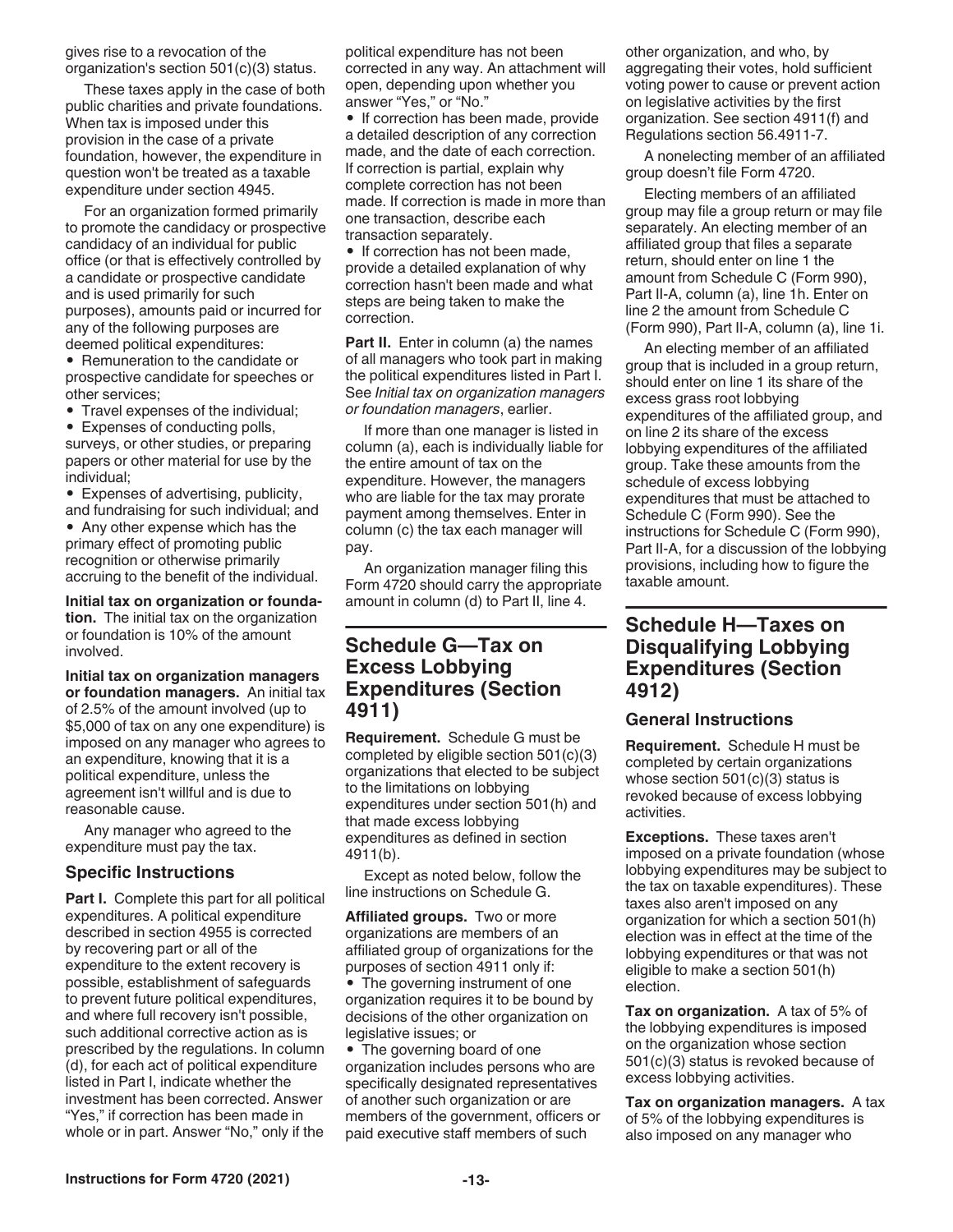gives rise to a revocation of the organization's section 501(c)(3) status.

These taxes apply in the case of both public charities and private foundations. When tax is imposed under this provision in the case of a private foundation, however, the expenditure in question won't be treated as a taxable expenditure under section 4945.

For an organization formed primarily to promote the candidacy or prospective candidacy of an individual for public office (or that is effectively controlled by a candidate or prospective candidate and is used primarily for such purposes), amounts paid or incurred for any of the following purposes are deemed political expenditures:

- Remuneration to the candidate or prospective candidate for speeches or other services;
- Travel expenses of the individual;
- Expenses of conducting polls, surveys, or other studies, or preparing papers or other material for use by the individual;
- Expenses of advertising, publicity, and fundraising for such individual; and
- Any other expense which has the primary effect of promoting public recognition or otherwise primarily accruing to the benefit of the individual.

**Initial tax on organization or foundation.** The initial tax on the organization or foundation is 10% of the amount involved.

**Initial tax on organization managers or foundation managers.** An initial tax of 2.5% of the amount involved (up to $5,000 of tax on any one expenditure) is imposed on any manager who agrees to an expenditure, knowing that it is a political expenditure, unless the agreement isn't willful and is due to reasonable cause.

Any manager who agreed to the expenditure must pay the tax.

### Specific Instructions

**Part I.** Complete this part for all political expenditures. A political expenditure described in section 4955 is corrected by recovering part or all of the expenditure to the extent recovery is possible, establishment of safeguards to prevent future political expenditures, and where full recovery isn't possible, such additional corrective action as is prescribed by the regulations. In column (d), for each act of political expenditure listed in Part I, indicate whether the investment has been corrected. Answer “Yes,” if correction has been made in whole or in part. Answer “No,” only if the political expenditure has not been corrected in any way. An attachment will open, depending upon whether you answer “Yes,” or “No.”

- If correction has been made, provide a detailed description of any correction made, and the date of each correction. If correction is partial, explain why complete correction has not been made. If correction is made in more than one transaction, describe each transaction separately.
- If correction has not been made, provide a detailed explanation of why correction hasn't been made and what steps are being taken to make the correction.

**Part II.** Enter in column (a) the names of all managers who took part in making the political expenditures listed in Part I. See *Initial tax on organization managers or foundation managers*, earlier.

If more than one manager is listed in column (a), each is individually liable for the entire amount of tax on the expenditure. However, the managers who are liable for the tax may prorate payment among themselves. Enter in column (c) the tax each manager will pay.

An organization manager filing this Form 4720 should carry the appropriate amount in column (d) to Part II, line 4.

## Schedule G—Tax on Excess Lobbying Expenditures (Section 4911)

**Requirement.** Schedule G must be completed by eligible section 501(c)(3) organizations that elected to be subject to the limitations on lobbying expenditures under section 501(h) and that made excess lobbying expenditures as defined in section 4911(b).

Except as noted below, follow the line instructions on Schedule G.

**Affiliated groups.** Two or more organizations are members of an affiliated group of organizations for the purposes of section 4911 only if:

- The governing instrument of one organization requires it to be bound by decisions of the other organization on legislative issues; or
- The governing board of one organization includes persons who are specifically designated representatives of another such organization or are members of the government, officers or paid executive staff members of such other organization, and who, by aggregating their votes, hold sufficient voting power to cause or prevent action on legislative activities by the first organization. See section 4911(f) and Regulations section 56.4911-7.

A nonelecting member of an affiliated group doesn't file Form 4720.

Electing members of an affiliated group may file a group return or may file separately. An electing member of an affiliated group that files a separate return, should enter on line 1 the amount from Schedule C (Form 990), Part II-A, column (a), line 1h. Enter on line 2 the amount from Schedule C (Form 990), Part II-A, column (a), line 1i.

An electing member of an affiliated group that is included in a group return, should enter on line 1 its share of the excess grass root lobbying expenditures of the affiliated group, and on line 2 its share of the excess lobbying expenditures of the affiliated group. Take these amounts from the schedule of excess lobbying expenditures that must be attached to Schedule C (Form 990). See the instructions for Schedule C (Form 990), Part II-A, for a discussion of the lobbying provisions, including how to figure the taxable amount.

## Schedule H—Taxes on Disqualifying Lobbying Expenditures (Section 4912)

### General Instructions

**Requirement.** Schedule H must be completed by certain organizations whose section 501(c)(3) status is revoked because of excess lobbying activities.

**Exceptions.** These taxes aren't imposed on a private foundation (whose lobbying expenditures may be subject to the tax on taxable expenditures). These taxes also aren't imposed on any organization for which a section 501(h) election was in effect at the time of the lobbying expenditures or that was not eligible to make a section 501(h) election.

**Tax on organization.** A tax of 5% of the lobbying expenditures is imposed on the organization whose section 501(c)(3) status is revoked because of excess lobbying activities.

**Tax on organization managers.** A tax of 5% of the lobbying expenditures is also imposed on any manager who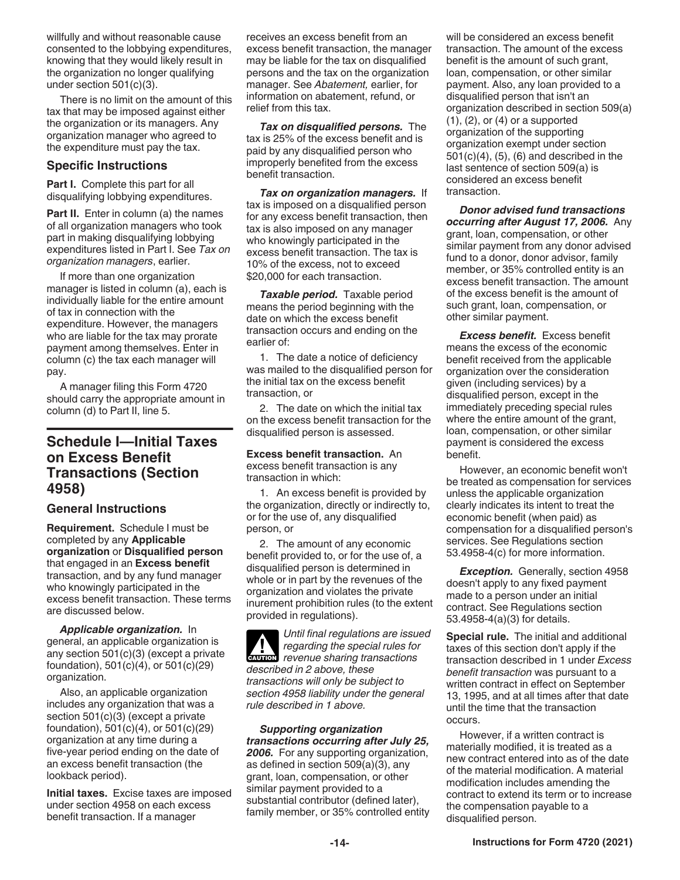willfully and without reasonable cause consented to the lobbying expenditures, knowing that they would likely result in the organization no longer qualifying under section 501(c)(3).

There is no limit on the amount of this tax that may be imposed against either the organization or its managers. Any organization manager who agreed to the expenditure must pay the tax.

### Specific Instructions

**Part I.** Complete this part for all disqualifying lobbying expenditures.

**Part II.** Enter in column (a) the names of all organization managers who took part in making disqualifying lobbying expenditures listed in Part I. See *Tax on organization managers*, earlier.

If more than one organization manager is listed in column (a), each is individually liable for the entire amount of tax in connection with the expenditure. However, the managers who are liable for the tax may prorate payment among themselves. Enter in column (c) the tax each manager will pay.

A manager filing this Form 4720 should carry the appropriate amount in column (d) to Part II, line 5.

## Schedule I—Initial Taxes on Excess Benefit Transactions (Section 4958)

### General Instructions

**Requirement.** Schedule I must be completed by any **Applicable organization** or **Disqualified person** that engaged in an **Excess benefit** transaction, and by any fund manager who knowingly participated in the excess benefit transaction. These terms are discussed below.

***Applicable organization.*** In general, an applicable organization is any section 501(c)(3) (except a private foundation), 501(c)(4), or 501(c)(29) organization.

Also, an applicable organization includes any organization that was a section 501(c)(3) (except a private foundation), 501(c)(4), or 501(c)(29) organization at any time during a five-year period ending on the date of an excess benefit transaction (the lookback period).

**Initial taxes.** Excise taxes are imposed under section 4958 on each excess benefit transaction. If a manager receives an excess benefit from an excess benefit transaction, the manager may be liable for the tax on disqualified persons and the tax on the organization manager. See *Abatement,* earlier, for information on abatement, refund, or relief from this tax.

***Tax on disqualified persons.*** The tax is 25% of the excess benefit and is paid by any disqualified person who improperly benefited from the excess benefit transaction.

***Tax on organization managers.*** If tax is imposed on a disqualified person for any excess benefit transaction, then tax is also imposed on any manager who knowingly participated in the excess benefit transaction. The tax is 10% of the excess, not to exceed $20,000 for each transaction.

***Taxable period.*** Taxable period means the period beginning with the date on which the excess benefit transaction occurs and ending on the earlier of:

1. The date a notice of deficiency was mailed to the disqualified person for the initial tax on the excess benefit transaction, or
2. The date on which the initial tax on the excess benefit transaction for the disqualified person is assessed.

**Excess benefit transaction.** An excess benefit transaction is any transaction in which:

1. An excess benefit is provided by the organization, directly or indirectly to, or for the use of, any disqualified person, or
2. The amount of any economic benefit provided to, or for the use of, a disqualified person is determined in whole or in part by the revenues of the organization and violates the private inurement prohibition rules (to the extent provided in regulations).

**CAUTION:** *Until final regulations are issued regarding the special rules for revenue sharing transactions described in 2 above, these transactions will only be subject to section 4958 liability under the general rule described in 1 above.*

***Supporting organization transactions occurring after July 25, 2006.*** For any supporting organization, as defined in section 509(a)(3), any grant, loan, compensation, or other similar payment provided to a substantial contributor (defined later), family member, or 35% controlled entity will be considered an excess benefit transaction. The amount of the excess benefit is the amount of such grant, loan, compensation, or other similar payment. Also, any loan provided to a disqualified person that isn't an organization described in section 509(a)(1), (2), or (4) or a supported organization of the supporting organization exempt under section 501(c)(4), (5), (6) and described in the last sentence of section 509(a) is considered an excess benefit transaction.

***Donor advised fund transactions occurring after August 17, 2006.*** Any grant, loan, compensation, or other similar payment from any donor advised fund to a donor, donor advisor, family member, or 35% controlled entity is an excess benefit transaction. The amount of the excess benefit is the amount of such grant, loan, compensation, or other similar payment.

***Excess benefit.*** Excess benefit means the excess of the economic benefit received from the applicable organization over the consideration given (including services) by a disqualified person, except in the immediately preceding special rules where the entire amount of the grant, loan, compensation, or other similar payment is considered the excess benefit.

However, an economic benefit won't be treated as compensation for services unless the applicable organization clearly indicates its intent to treat the economic benefit (when paid) as compensation for a disqualified person's services. See Regulations section 53.4958-4(c) for more information.

***Exception.*** Generally, section 4958 doesn't apply to any fixed payment made to a person under an initial contract. See Regulations section 53.4958-4(a)(3) for details.

**Special rule.** The initial and additional taxes of this section don't apply if the transaction described in 1 under *Excess benefit transaction* was pursuant to a written contract in effect on September 13, 1995, and at all times after that date until the time that the transaction occurs.

However, if a written contract is materially modified, it is treated as a new contract entered into as of the date of the material modification. A material modification includes amending the contract to extend its term or to increase the compensation payable to a disqualified person.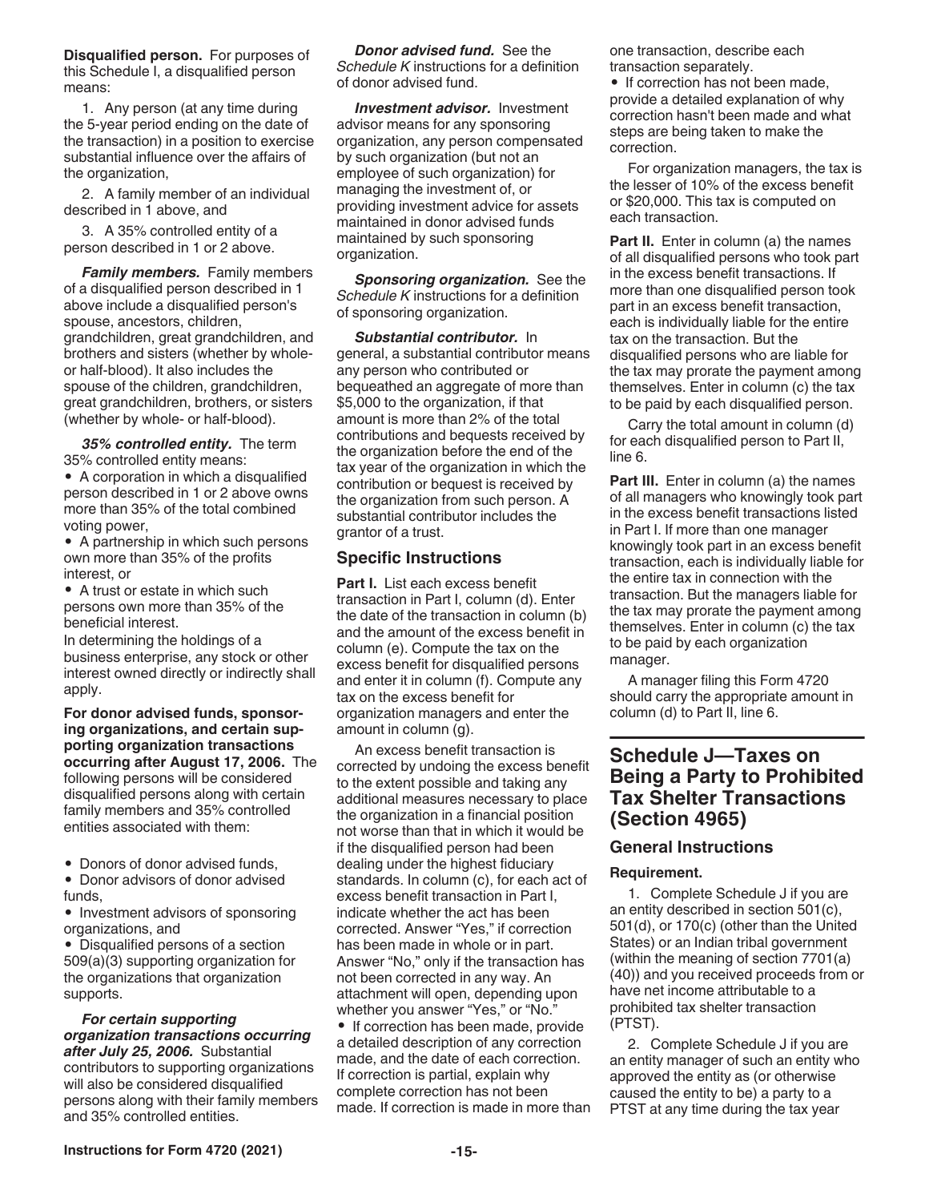**Disqualified person.** For purposes of this Schedule I, a disqualified person means:

1. Any person (at any time during the 5-year period ending on the date of the transaction) in a position to exercise substantial influence over the affairs of the organization,

2. A family member of an individual described in 1 above, and

3. A 35% controlled entity of a person described in 1 or 2 above.

***Family members.*** Family members of a disqualified person described in 1 above include a disqualified person's spouse, ancestors, children, grandchildren, great grandchildren, and brothers and sisters (whether by whole- or half-blood). It also includes the spouse of the children, grandchildren, great grandchildren, brothers, or sisters (whether by whole- or half-blood).

***35% controlled entity.*** The term 35% controlled entity means:

- A corporation in which a disqualified person described in 1 or 2 above owns more than 35% of the total combined voting power,
- A partnership in which such persons own more than 35% of the profits interest, or
- A trust or estate in which such persons own more than 35% of the beneficial interest.

In determining the holdings of a business enterprise, any stock or other interest owned directly or indirectly shall apply.

**For donor advised funds, sponsoring organizations, and certain supporting organization transactions occurring after August 17, 2006.** The following persons will be considered disqualified persons along with certain family members and 35% controlled entities associated with them:

- Donors of donor advised funds,
- Donor advisors of donor advised funds,
- Investment advisors of sponsoring organizations, and
- Disqualified persons of a section 509(a)(3) supporting organization for the organizations that organization supports.

***For certain supporting organization transactions occurring after July 25, 2006.*** Substantial contributors to supporting organizations will also be considered disqualified persons along with their family members and 35% controlled entities.

***Donor advised fund.*** See the *Schedule K* instructions for a definition of donor advised fund.

***Investment advisor.*** Investment advisor means for any sponsoring organization, any person compensated by such organization (but not an employee of such organization) for managing the investment of, or providing investment advice for assets maintained in donor advised funds maintained by such sponsoring organization.

***Sponsoring organization.*** See the *Schedule K* instructions for a definition of sponsoring organization.

***Substantial contributor.*** In general, a substantial contributor means any person who contributed or bequeathed an aggregate of more than $5,000 to the organization, if that amount is more than 2% of the total contributions and bequests received by the organization before the end of the tax year of the organization in which the contribution or bequest is received by the organization from such person. A substantial contributor includes the grantor of a trust.

## Specific Instructions

**Part I.** List each excess benefit transaction in Part I, column (d). Enter the date of the transaction in column (b) and the amount of the excess benefit in column (e). Compute the tax on the excess benefit for disqualified persons and enter it in column (f). Compute any tax on the excess benefit for organization managers and enter the amount in column (g).

An excess benefit transaction is corrected by undoing the excess benefit to the extent possible and taking any additional measures necessary to place the organization in a financial position not worse than that in which it would be if the disqualified person had been dealing under the highest fiduciary standards. In column (c), for each act of excess benefit transaction in Part I, indicate whether the act has been corrected. Answer "Yes," if correction has been made in whole or in part. Answer "No," only if the transaction has not been corrected in any way. An attachment will open, depending upon whether you answer "Yes," or "No."

- If correction has been made, provide a detailed description of any correction made, and the date of each correction. If correction is partial, explain why complete correction has not been made. If correction is made in more than one transaction, describe each transaction separately.
- If correction has not been made, provide a detailed explanation of why correction hasn't been made and what steps are being taken to make the correction.

For organization managers, the tax is the lesser of 10% of the excess benefit or $20,000. This tax is computed on each transaction.

**Part II.** Enter in column (a) the names of all disqualified persons who took part in the excess benefit transactions. If more than one disqualified person took part in an excess benefit transaction, each is individually liable for the entire tax on the transaction. But the disqualified persons who are liable for the tax may prorate the payment among themselves. Enter in column (c) the tax to be paid by each disqualified person.

Carry the total amount in column (d) for each disqualified person to Part II, line 6.

**Part III.** Enter in column (a) the names of all managers who knowingly took part in the excess benefit transactions listed in Part I. If more than one manager knowingly took part in an excess benefit transaction, each is individually liable for the entire tax in connection with the transaction. But the managers liable for the tax may prorate the payment among themselves. Enter in column (c) the tax to be paid by each organization manager.

A manager filing this Form 4720 should carry the appropriate amount in column (d) to Part II, line 6.

# Schedule J—Taxes on Being a Party to Prohibited Tax Shelter Transactions (Section 4965)

## General Instructions

**Requirement.**

1. Complete Schedule J if you are an entity described in section 501(c), 501(d), or 170(c) (other than the United States) or an Indian tribal government (within the meaning of section 7701(a)(40)) and you received proceeds from or have net income attributable to a prohibited tax shelter transaction (PTST).

2. Complete Schedule J if you are an entity manager of such an entity who approved the entity as (or otherwise caused the entity to be) a party to a PTST at any time during the tax year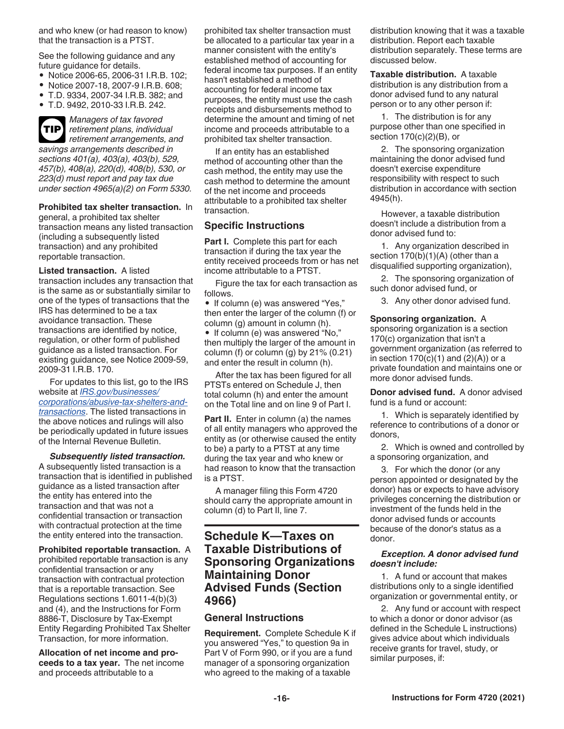and who knew (or had reason to know) that the transaction is a PTST.

See the following guidance and any future guidance for details.

- Notice 2006-65, 2006-31 I.R.B. 102;
- Notice 2007-18, 2007-9 I.R.B. 608;
- T.D. 9334, 2007-34 I.R.B. 382; and
- T.D. 9492, 2010-33 I.R.B. 242.

**TIP** *Managers of tax favored retirement plans, individual retirement arrangements, and savings arrangements described in sections 401(a), 403(a), 403(b), 529, 457(b), 408(a), 220(d), 408(b), 530, or 223(d) must report and pay tax due under section 4965(a)(2) on Form 5330.*

**Prohibited tax shelter transaction.** In general, a prohibited tax shelter transaction means any listed transaction (including a subsequently listed transaction) and any prohibited reportable transaction.

**Listed transaction.** A listed transaction includes any transaction that is the same as or substantially similar to one of the types of transactions that the IRS has determined to be a tax avoidance transaction. These transactions are identified by notice, regulation, or other form of published guidance as a listed transaction. For existing guidance, see Notice 2009-59, 2009-31 I.R.B. 170.

For updates to this list, go to the IRS website at *IRS.gov/businesses/corporations/abusive-tax-shelters-and-transactions*. The listed transactions in the above notices and rulings will also be periodically updated in future issues of the Internal Revenue Bulletin.

***Subsequently listed transaction.*** A subsequently listed transaction is a transaction that is identified in published guidance as a listed transaction after the entity has entered into the transaction and that was not a confidential transaction or transaction with contractual protection at the time the entity entered into the transaction.

**Prohibited reportable transaction.** A prohibited reportable transaction is any confidential transaction or any transaction with contractual protection that is a reportable transaction. See Regulations sections 1.6011-4(b)(3) and (4), and the Instructions for Form 8886-T, Disclosure by Tax-Exempt Entity Regarding Prohibited Tax Shelter Transaction, for more information.

**Allocation of net income and proceeds to a tax year.** The net income and proceeds attributable to a prohibited tax shelter transaction must be allocated to a particular tax year in a manner consistent with the entity's established method of accounting for federal income tax purposes. If an entity hasn't established a method of accounting for federal income tax purposes, the entity must use the cash receipts and disbursements method to determine the amount and timing of net income and proceeds attributable to a prohibited tax shelter transaction.

If an entity has an established method of accounting other than the cash method, the entity may use the cash method to determine the amount of the net income and proceeds attributable to a prohibited tax shelter transaction.

## Specific Instructions

**Part I.** Complete this part for each transaction if during the tax year the entity received proceeds from or has net income attributable to a PTST.

Figure the tax for each transaction as follows.

- If column (e) was answered "Yes," then enter the larger of the column (f) or column (g) amount in column (h).
- If column (e) was answered "No," then multiply the larger of the amount in column (f) or column (g) by 21% (0.21) and enter the result in column (h).

After the tax has been figured for all PTSTs entered on Schedule J, then total column (h) and enter the amount on the Total line and on line 9 of Part I.

**Part II.** Enter in column (a) the names of all entity managers who approved the entity as (or otherwise caused the entity to be) a party to a PTST at any time during the tax year and who knew or had reason to know that the transaction is a PTST.

A manager filing this Form 4720 should carry the appropriate amount in column (d) to Part II, line 7.

# Schedule K—Taxes on Taxable Distributions of Sponsoring Organizations Maintaining Donor Advised Funds (Section 4966)

## General Instructions

**Requirement.** Complete Schedule K if you answered "Yes," to question 9a in Part V of Form 990, or if you are a fund manager of a sponsoring organization who agreed to the making of a taxable distribution knowing that it was a taxable distribution. Report each taxable distribution separately. These terms are discussed below.

**Taxable distribution.** A taxable distribution is any distribution from a donor advised fund to any natural person or to any other person if:

1. The distribution is for any purpose other than one specified in section 170(c)(2)(B), or
2. The sponsoring organization maintaining the donor advised fund doesn't exercise expenditure responsibility with respect to such distribution in accordance with section 4945(h).

However, a taxable distribution doesn't include a distribution from a donor advised fund to:

1. Any organization described in section 170(b)(1)(A) (other than a disqualified supporting organization),
2. The sponsoring organization of such donor advised fund, or
3. Any other donor advised fund.

**Sponsoring organization.** A sponsoring organization is a section 170(c) organization that isn't a government organization (as referred to in section 170(c)(1) and (2)(A)) or a private foundation and maintains one or more donor advised funds.

**Donor advised fund.** A donor advised fund is a fund or account:

1. Which is separately identified by reference to contributions of a donor or donors,
2. Which is owned and controlled by a sponsoring organization, and
3. For which the donor (or any person appointed or designated by the donor) has or expects to have advisory privileges concerning the distribution or investment of the funds held in the donor advised funds or accounts because of the donor's status as a donor.

***Exception. A donor advised fund doesn't include:***

1. A fund or account that makes distributions only to a single identified organization or governmental entity, or
2. Any fund or account with respect to which a donor or donor advisor (as defined in the Schedule L instructions) gives advice about which individuals receive grants for travel, study, or similar purposes, if: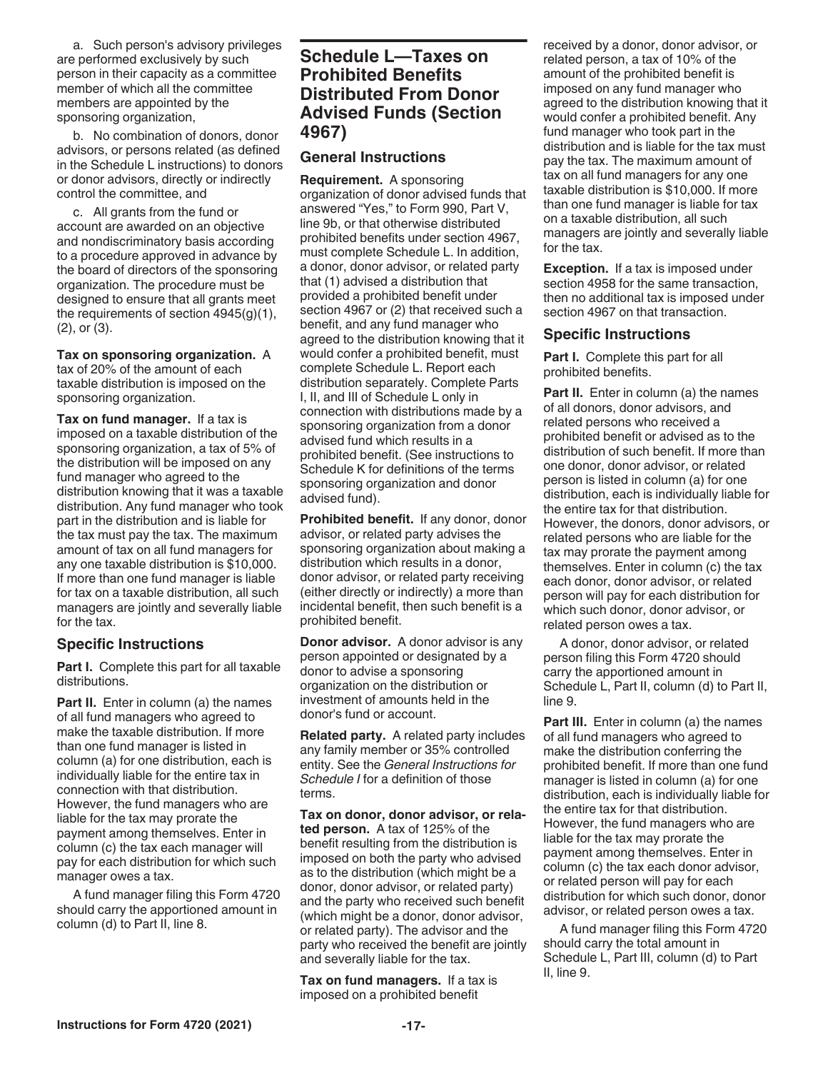a. Such person's advisory privileges are performed exclusively by such person in their capacity as a committee member of which all the committee members are appointed by the sponsoring organization,

b. No combination of donors, donor advisors, or persons related (as defined in the Schedule L instructions) to donors or donor advisors, directly or indirectly control the committee, and

c. All grants from the fund or account are awarded on an objective and nondiscriminatory basis according to a procedure approved in advance by the board of directors of the sponsoring organization. The procedure must be designed to ensure that all grants meet the requirements of section 4945(g)(1), (2), or (3).

**Tax on sponsoring organization.** A tax of 20% of the amount of each taxable distribution is imposed on the sponsoring organization.

**Tax on fund manager.** If a tax is imposed on a taxable distribution of the sponsoring organization, a tax of 5% of the distribution will be imposed on any fund manager who agreed to the distribution knowing that it was a taxable distribution. Any fund manager who took part in the distribution and is liable for the tax must pay the tax. The maximum amount of tax on all fund managers for any one taxable distribution is $10,000. If more than one fund manager is liable for tax on a taxable distribution, all such managers are jointly and severally liable for the tax.

### Specific Instructions

**Part I.** Complete this part for all taxable distributions.

**Part II.** Enter in column (a) the names of all fund managers who agreed to make the taxable distribution. If more than one fund manager is listed in column (a) for one distribution, each is individually liable for the entire tax in connection with that distribution. However, the fund managers who are liable for the tax may prorate the payment among themselves. Enter in column (c) the tax each manager will pay for each distribution for which such manager owes a tax.

A fund manager filing this Form 4720 should carry the apportioned amount in column (d) to Part II, line 8.

## Schedule L—Taxes on Prohibited Benefits Distributed From Donor Advised Funds (Section 4967)

### General Instructions

**Requirement.** A sponsoring organization of donor advised funds that answered "Yes," to Form 990, Part V, line 9b, or that otherwise distributed prohibited benefits under section 4967, must complete Schedule L. In addition, a donor, donor advisor, or related party that (1) advised a distribution that provided a prohibited benefit under section 4967 or (2) that received such a benefit, and any fund manager who agreed to the distribution knowing that it would confer a prohibited benefit, must complete Schedule L. Report each distribution separately. Complete Parts I, II, and III of Schedule L only in connection with distributions made by a sponsoring organization from a donor advised fund which results in a prohibited benefit. (See instructions to Schedule K for definitions of the terms sponsoring organization and donor advised fund).

**Prohibited benefit.** If any donor, donor advisor, or related party advises the sponsoring organization about making a distribution which results in a donor, donor advisor, or related party receiving (either directly or indirectly) a more than incidental benefit, then such benefit is a prohibited benefit.

**Donor advisor.** A donor advisor is any person appointed or designated by a donor to advise a sponsoring organization on the distribution or investment of amounts held in the donor's fund or account.

**Related party.** A related party includes any family member or 35% controlled entity. See the *General Instructions for Schedule I* for a definition of those terms.

**Tax on donor, donor advisor, or related person.** A tax of 125% of the benefit resulting from the distribution is imposed on both the party who advised as to the distribution (which might be a donor, donor advisor, or related party) and the party who received such benefit (which might be a donor, donor advisor, or related party). The advisor and the party who received the benefit are jointly and severally liable for the tax.

**Tax on fund managers.** If a tax is imposed on a prohibited benefit received by a donor, donor advisor, or related person, a tax of 10% of the amount of the prohibited benefit is imposed on any fund manager who agreed to the distribution knowing that it would confer a prohibited benefit. Any fund manager who took part in the distribution and is liable for the tax must pay the tax. The maximum amount of tax on all fund managers for any one taxable distribution is $10,000. If more than one fund manager is liable for tax on a taxable distribution, all such managers are jointly and severally liable for the tax.

**Exception.** If a tax is imposed under section 4958 for the same transaction, then no additional tax is imposed under section 4967 on that transaction.

### Specific Instructions

**Part I.** Complete this part for all prohibited benefits.

**Part II.** Enter in column (a) the names of all donors, donor advisors, and related persons who received a prohibited benefit or advised as to the distribution of such benefit. If more than one donor, donor advisor, or related person is listed in column (a) for one distribution, each is individually liable for the entire tax for that distribution. However, the donors, donor advisors, or related persons who are liable for the tax may prorate the payment among themselves. Enter in column (c) the tax each donor, donor advisor, or related person will pay for each distribution for which such donor, donor advisor, or related person owes a tax.

A donor, donor advisor, or related person filing this Form 4720 should carry the apportioned amount in Schedule L, Part II, column (d) to Part II, line 9.

**Part III.** Enter in column (a) the names of all fund managers who agreed to make the distribution conferring the prohibited benefit. If more than one fund manager is listed in column (a) for one distribution, each is individually liable for the entire tax for that distribution. However, the fund managers who are liable for the tax may prorate the payment among themselves. Enter in column (c) the tax each donor advisor, or related person will pay for each distribution for which such donor, donor advisor, or related person owes a tax.

A fund manager filing this Form 4720 should carry the total amount in Schedule L, Part III, column (d) to Part II, line 9.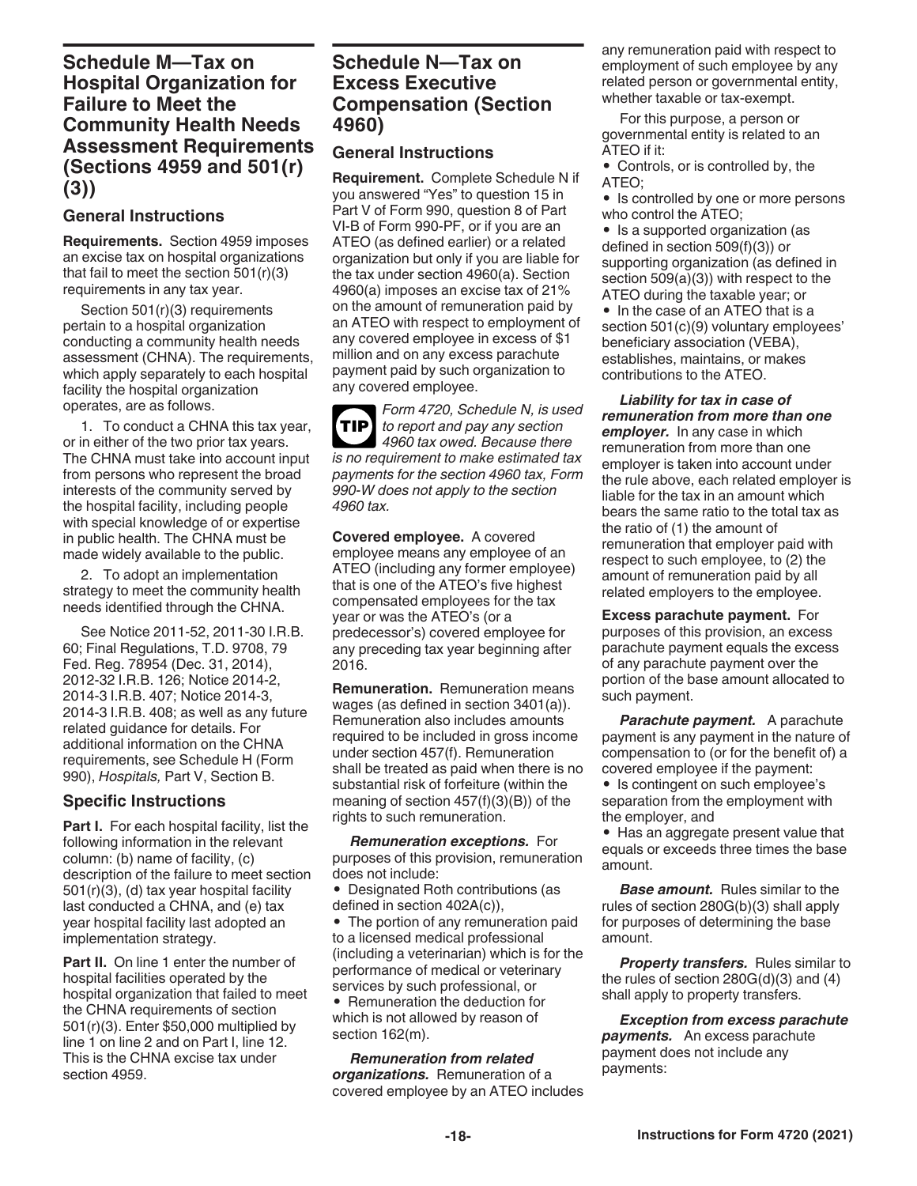## Schedule M—Tax on Hospital Organization for Failure to Meet the Community Health Needs Assessment Requirements (Sections 4959 and 501(r)(3))

### General Instructions

**Requirements.** Section 4959 imposes an excise tax on hospital organizations that fail to meet the section 501(r)(3) requirements in any tax year.

Section 501(r)(3) requirements pertain to a hospital organization conducting a community health needs assessment (CHNA). The requirements, which apply separately to each hospital facility the hospital organization operates, are as follows.

1. To conduct a CHNA this tax year, or in either of the two prior tax years. The CHNA must take into account input from persons who represent the broad interests of the community served by the hospital facility, including people with special knowledge of or expertise in public health. The CHNA must be made widely available to the public.

2. To adopt an implementation strategy to meet the community health needs identified through the CHNA.

See Notice 2011-52, 2011-30 I.R.B. 60; Final Regulations, T.D. 9708, 79 Fed. Reg. 78954 (Dec. 31, 2014), 2012-32 I.R.B. 126; Notice 2014-2, 2014-3 I.R.B. 407; Notice 2014-3, 2014-3 I.R.B. 408; as well as any future related guidance for details. For additional information on the CHNA requirements, see Schedule H (Form 990), *Hospitals,* Part V, Section B.

### Specific Instructions

**Part I.** For each hospital facility, list the following information in the relevant column: (b) name of facility, (c) description of the failure to meet section 501(r)(3), (d) tax year hospital facility last conducted a CHNA, and (e) tax year hospital facility last adopted an implementation strategy.

**Part II.** On line 1 enter the number of hospital facilities operated by the hospital organization that failed to meet the CHNA requirements of section 501(r)(3). Enter $50,000 multiplied by line 1 on line 2 and on Part I, line 12. This is the CHNA excise tax under section 4959.

## Schedule N—Tax on Excess Executive Compensation (Section 4960)

### General Instructions

**Requirement.** Complete Schedule N if you answered "Yes" to question 15 in Part V of Form 990, question 8 of Part VI-B of Form 990-PF, or if you are an ATEO (as defined earlier) or a related organization but only if you are liable for the tax under section 4960(a). Section 4960(a) imposes an excise tax of 21% on the amount of remuneration paid by an ATEO with respect to employment of any covered employee in excess of $1 million and on any excess parachute payment paid by such organization to any covered employee.

**TIP** *Form 4720, Schedule N, is used to report and pay any section 4960 tax owed. Because there is no requirement to make estimated tax payments for the section 4960 tax, Form 990-W does not apply to the section 4960 tax.*

**Covered employee.** A covered employee means any employee of an ATEO (including any former employee) that is one of the ATEO's five highest compensated employees for the tax year or was the ATEO's (or a predecessor's) covered employee for any preceding tax year beginning after 2016.

**Remuneration.** Remuneration means wages (as defined in section 3401(a)). Remuneration also includes amounts required to be included in gross income under section 457(f). Remuneration shall be treated as paid when there is no substantial risk of forfeiture (within the meaning of section 457(f)(3)(B)) of the rights to such remuneration.

***Remuneration exceptions.*** For purposes of this provision, remuneration does not include:

- Designated Roth contributions (as defined in section 402A(c)),
- The portion of any remuneration paid to a licensed medical professional (including a veterinarian) which is for the performance of medical or veterinary services by such professional, or
- Remuneration the deduction for which is not allowed by reason of section 162(m).

***Remuneration from related organizations.*** Remuneration of a covered employee by an ATEO includes any remuneration paid with respect to employment of such employee by any related person or governmental entity, whether taxable or tax-exempt.

For this purpose, a person or governmental entity is related to an ATEO if it:

- Controls, or is controlled by, the ATEO;
- Is controlled by one or more persons who control the ATEO;
- Is a supported organization (as defined in section 509(f)(3)) or supporting organization (as defined in section 509(a)(3)) with respect to the ATEO during the taxable year; or
- In the case of an ATEO that is a section 501(c)(9) voluntary employees' beneficiary association (VEBA), establishes, maintains, or makes contributions to the ATEO.

***Liability for tax in case of remuneration from more than one employer.*** In any case in which remuneration from more than one employer is taken into account under the rule above, each related employer is liable for the tax in an amount which bears the same ratio to the total tax as the ratio of (1) the amount of remuneration that employer paid with respect to such employee, to (2) the amount of remuneration paid by all related employers to the employee.

**Excess parachute payment.** For purposes of this provision, an excess parachute payment equals the excess of any parachute payment over the portion of the base amount allocated to such payment.

***Parachute payment.*** A parachute payment is any payment in the nature of compensation to (or for the benefit of) a covered employee if the payment:

- Is contingent on such employee's separation from the employment with the employer, and
- Has an aggregate present value that equals or exceeds three times the base amount.

***Base amount.*** Rules similar to the rules of section 280G(b)(3) shall apply for purposes of determining the base amount.

***Property transfers.*** Rules similar to the rules of section 280G(d)(3) and (4) shall apply to property transfers.

***Exception from excess parachute payments.*** An excess parachute payment does not include any payments: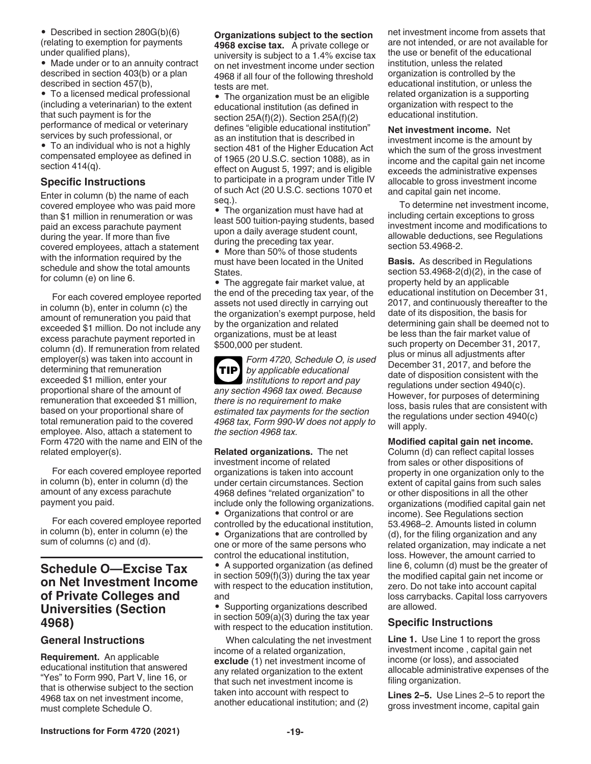- Described in section 280G(b)(6) (relating to exemption for payments under qualified plans),
- Made under or to an annuity contract described in section 403(b) or a plan described in section 457(b),
- To a licensed medical professional (including a veterinarian) to the extent that such payment is for the performance of medical or veterinary services by such professional, or
- To an individual who is not a highly compensated employee as defined in section 414(q).

### Specific Instructions

Enter in column (b) the name of each covered employee who was paid more than $1 million in renumeration or was paid an excess parachute payment during the year. If more than five covered employees, attach a statement with the information required by the schedule and show the total amounts for column (e) on line 6.

For each covered employee reported in column (b), enter in column (c) the amount of remuneration you paid that exceeded $1 million. Do not include any excess parachute payment reported in column (d). If remuneration from related employer(s) was taken into account in determining that remuneration exceeded $1 million, enter your proportional share of the amount of remuneration that exceeded $1 million, based on your proportional share of total remuneration paid to the covered employee. Also, attach a statement to Form 4720 with the name and EIN of the related employer(s).

For each covered employee reported in column (b), enter in column (d) the amount of any excess parachute payment you paid.

For each covered employee reported in column (b), enter in column (e) the sum of columns (c) and (d).

## Schedule O—Excise Tax on Net Investment Income of Private Colleges and Universities (Section 4968)

### General Instructions

**Requirement.** An applicable educational institution that answered "Yes" to Form 990, Part V, line 16, or that is otherwise subject to the section 4968 tax on net investment income, must complete Schedule O.

**Organizations subject to the section 4968 excise tax.** A private college or university is subject to a 1.4% excise tax on net investment income under section 4968 if all four of the following threshold tests are met.

- The organization must be an eligible educational institution (as defined in section 25A(f)(2)). Section 25A(f)(2) defines "eligible educational institution" as an institution that is described in section 481 of the Higher Education Act of 1965 (20 U.S.C. section 1088), as in effect on August 5, 1997; and is eligible to participate in a program under Title IV of such Act (20 U.S.C. sections 1070 et seq.).
- The organization must have had at least 500 tuition-paying students, based upon a daily average student count, during the preceding tax year.
- More than 50% of those students must have been located in the United States.
- The aggregate fair market value, at the end of the preceding tax year, of the assets not used directly in carrying out the organization's exempt purpose, held by the organization and related organizations, must be at least $500,000 per student.

**TIP** *Form 4720, Schedule O, is used by applicable educational institutions to report and pay any section 4968 tax owed. Because there is no requirement to make estimated tax payments for the section 4968 tax, Form 990-W does not apply to the section 4968 tax.*

**Related organizations.** The net investment income of related organizations is taken into account under certain circumstances. Section 4968 defines "related organization" to include only the following organizations.

- Organizations that control or are controlled by the educational institution,
- Organizations that are controlled by one or more of the same persons who control the educational institution,
- A supported organization (as defined in section 509(f)(3)) during the tax year with respect to the education institution, and
- Supporting organizations described in section 509(a)(3) during the tax year with respect to the education institution.

When calculating the net investment income of a related organization, **exclude** (1) net investment income of any related organization to the extent that such net investment income is taken into account with respect to another educational institution; and (2) net investment income from assets that are not intended, or are not available for the use or benefit of the educational institution, unless the related organization is controlled by the educational institution, or unless the related organization is a supporting organization with respect to the educational institution.

**Net investment income.** Net investment income is the amount by which the sum of the gross investment income and the capital gain net income exceeds the administrative expenses allocable to gross investment income and capital gain net income.

To determine net investment income, including certain exceptions to gross investment income and modifications to allowable deductions, see Regulations section 53.4968-2.

**Basis.** As described in Regulations section 53.4968-2(d)(2), in the case of property held by an applicable educational institution on December 31, 2017, and continuously thereafter to the date of its disposition, the basis for determining gain shall be deemed not to be less than the fair market value of such property on December 31, 2017, plus or minus all adjustments after December 31, 2017, and before the date of disposition consistent with the regulations under section 4940(c). However, for purposes of determining loss, basis rules that are consistent with the regulations under section 4940(c) will apply.

**Modified capital gain net income.** Column (d) can reflect capital losses from sales or other dispositions of property in one organization only to the extent of capital gains from such sales or other dispositions in all the other organizations (modified capital gain net income). See Regulations section 53.4968–2. Amounts listed in column (d), for the filing organization and any related organization, may indicate a net loss. However, the amount carried to line 6, column (d) must be the greater of the modified capital gain net income or zero. Do not take into account capital loss carrybacks. Capital loss carryovers are allowed.

### Specific Instructions

**Line 1.** Use Line 1 to report the gross investment income , capital gain net income (or loss), and associated allocable administrative expenses of the filing organization.

**Lines 2–5.** Use Lines 2–5 to report the gross investment income, capital gain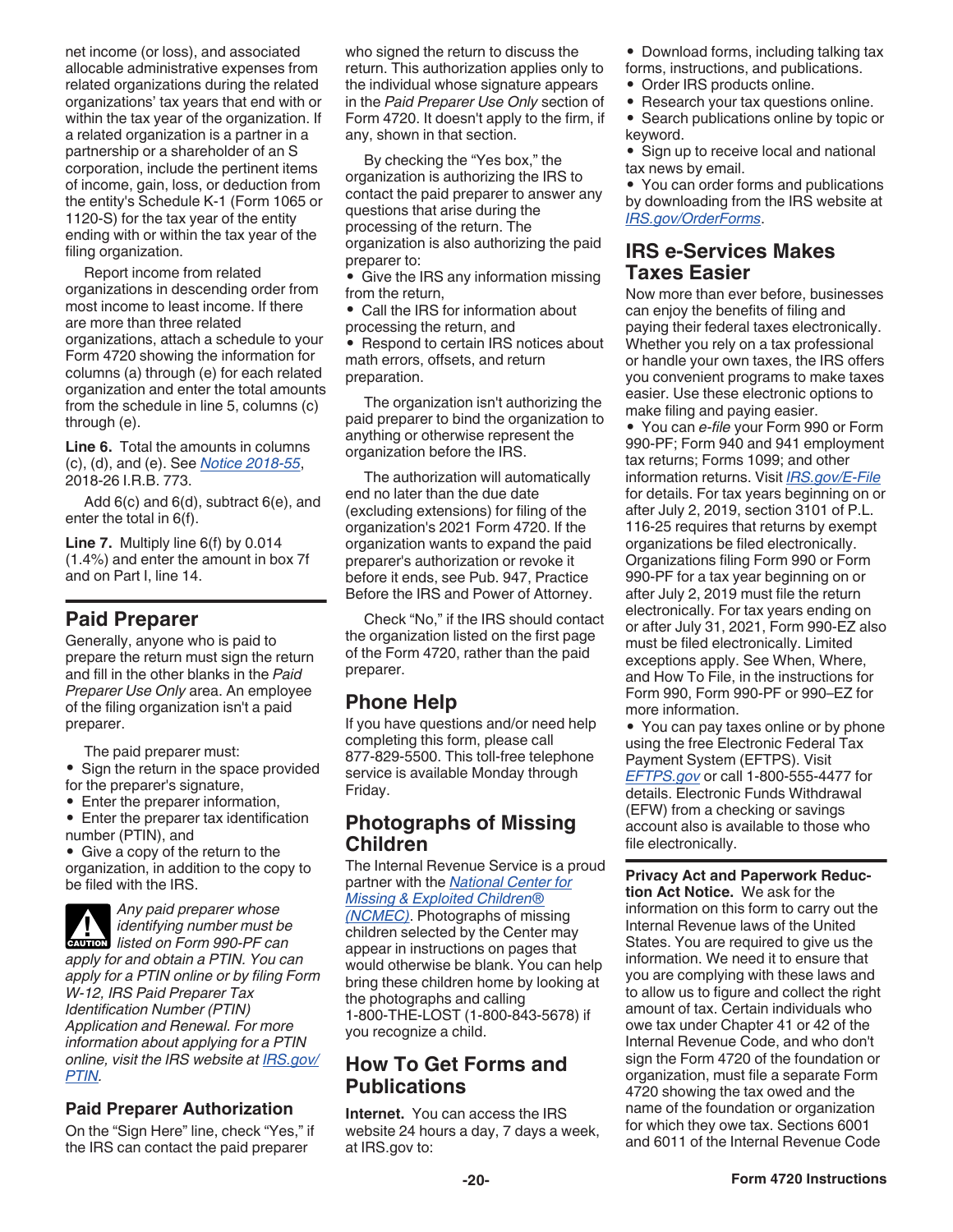net income (or loss), and associated allocable administrative expenses from related organizations during the related organizations' tax years that end with or within the tax year of the organization. If a related organization is a partner in a partnership or a shareholder of an S corporation, include the pertinent items of income, gain, loss, or deduction from the entity's Schedule K-1 (Form 1065 or 1120-S) for the tax year of the entity ending with or within the tax year of the filing organization.

Report income from related organizations in descending order from most income to least income. If there are more than three related organizations, attach a schedule to your Form 4720 showing the information for columns (a) through (e) for each related organization and enter the total amounts from the schedule in line 5, columns (c) through (e).

**Line 6.** Total the amounts in columns (c), (d), and (e). See *Notice 2018-55*, 2018-26 I.R.B. 773.

Add 6(c) and 6(d), subtract 6(e), and enter the total in 6(f).

**Line 7.** Multiply line 6(f) by 0.014 (1.4%) and enter the amount in box 7f and on Part I, line 14.

## Paid Preparer

Generally, anyone who is paid to prepare the return must sign the return and fill in the other blanks in the *Paid Preparer Use Only* area. An employee of the filing organization isn't a paid preparer.

The paid preparer must:

- Sign the return in the space provided for the preparer's signature,
- Enter the preparer information,
- Enter the preparer tax identification number (PTIN), and
- Give a copy of the return to the organization, in addition to the copy to be filed with the IRS.

**CAUTION:** *Any paid preparer whose identifying number must be listed on Form 990-PF can apply for and obtain a PTIN. You can apply for a PTIN online or by filing Form W-12, IRS Paid Preparer Tax Identification Number (PTIN) Application and Renewal. For more information about applying for a PTIN online, visit the IRS website at IRS.gov/PTIN.*

### Paid Preparer Authorization

On the "Sign Here" line, check "Yes," if the IRS can contact the paid preparer who signed the return to discuss the return. This authorization applies only to the individual whose signature appears in the *Paid Preparer Use Only* section of Form 4720. It doesn't apply to the firm, if any, shown in that section.

By checking the "Yes box," the organization is authorizing the IRS to contact the paid preparer to answer any questions that arise during the processing of the return. The organization is also authorizing the paid preparer to:

- Give the IRS any information missing from the return,
- Call the IRS for information about processing the return, and
- Respond to certain IRS notices about math errors, offsets, and return preparation.

The organization isn't authorizing the paid preparer to bind the organization to anything or otherwise represent the organization before the IRS.

The authorization will automatically end no later than the due date (excluding extensions) for filing of the organization's 2021 Form 4720. If the organization wants to expand the paid preparer's authorization or revoke it before it ends, see Pub. 947, Practice Before the IRS and Power of Attorney.

Check "No," if the IRS should contact the organization listed on the first page of the Form 4720, rather than the paid preparer.

## Phone Help

If you have questions and/or need help completing this form, please call 877-829-5500. This toll-free telephone service is available Monday through Friday.

## Photographs of Missing Children

The Internal Revenue Service is a proud partner with the *National Center for Missing & Exploited Children® (NCMEC)*. Photographs of missing children selected by the Center may appear in instructions on pages that would otherwise be blank. You can help bring these children home by looking at the photographs and calling 1-800-THE-LOST (1-800-843-5678) if you recognize a child.

## How To Get Forms and Publications

**Internet.** You can access the IRS website 24 hours a day, 7 days a week, at IRS.gov to:

- Download forms, including talking tax forms, instructions, and publications.
- Order IRS products online.
- Research your tax questions online.
- Search publications online by topic or keyword.
- Sign up to receive local and national tax news by email.
- You can order forms and publications by downloading from the IRS website at *IRS.gov/OrderForms*.

## IRS e-Services Makes Taxes Easier

Now more than ever before, businesses can enjoy the benefits of filing and paying their federal taxes electronically. Whether you rely on a tax professional or handle your own taxes, the IRS offers you convenient programs to make taxes easier. Use these electronic options to make filing and paying easier.

- You can *e-file* your Form 990 or Form 990-PF; Form 940 and 941 employment tax returns; Forms 1099; and other information returns. Visit *IRS.gov/E-File* for details. For tax years beginning on or after July 2, 2019, section 3101 of P.L. 116-25 requires that returns by exempt organizations be filed electronically. Organizations filing Form 990 or Form 990-PF for a tax year beginning on or after July 2, 2019 must file the return electronically. For tax years ending on or after July 31, 2021, Form 990-EZ also must be filed electronically. Limited exceptions apply. See When, Where, and How To File, in the instructions for Form 990, Form 990-PF or 990–EZ for more information.
- You can pay taxes online or by phone using the free Electronic Federal Tax Payment System (EFTPS). Visit *EFTPS.gov* or call 1-800-555-4477 for details. Electronic Funds Withdrawal (EFW) from a checking or savings account also is available to those who file electronically.

**Privacy Act and Paperwork Reduction Act Notice.** We ask for the information on this form to carry out the Internal Revenue laws of the United States. You are required to give us the information. We need it to ensure that you are complying with these laws and to allow us to figure and collect the right amount of tax. Certain individuals who owe tax under Chapter 41 or 42 of the Internal Revenue Code, and who don't sign the Form 4720 of the foundation or organization, must file a separate Form 4720 showing the tax owed and the name of the foundation or organization for which they owe tax. Sections 6001 and 6011 of the Internal Revenue Code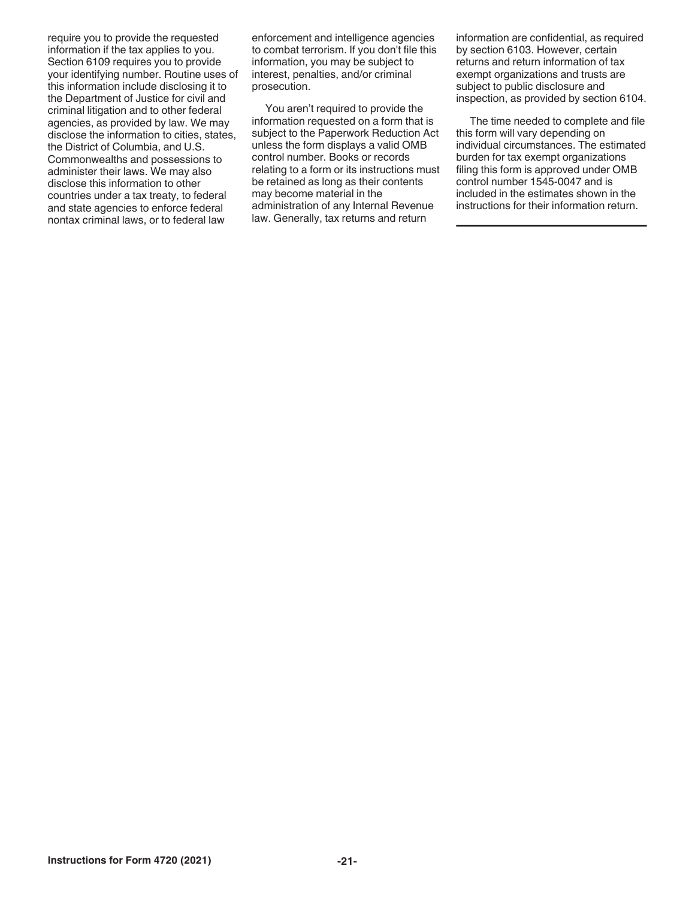require you to provide the requested information if the tax applies to you. Section 6109 requires you to provide your identifying number. Routine uses of this information include disclosing it to the Department of Justice for civil and criminal litigation and to other federal agencies, as provided by law. We may disclose the information to cities, states, the District of Columbia, and U.S. Commonwealths and possessions to administer their laws. We may also disclose this information to other countries under a tax treaty, to federal and state agencies to enforce federal nontax criminal laws, or to federal law enforcement and intelligence agencies to combat terrorism. If you don't file this information, you may be subject to interest, penalties, and/or criminal prosecution.

You aren't required to provide the information requested on a form that is subject to the Paperwork Reduction Act unless the form displays a valid OMB control number. Books or records relating to a form or its instructions must be retained as long as their contents may become material in the administration of any Internal Revenue law. Generally, tax returns and return information are confidential, as required by section 6103. However, certain returns and return information of tax exempt organizations and trusts are subject to public disclosure and inspection, as provided by section 6104.

The time needed to complete and file this form will vary depending on individual circumstances. The estimated burden for tax exempt organizations filing this form is approved under OMB control number 1545-0047 and is included in the estimates shown in the instructions for their information return.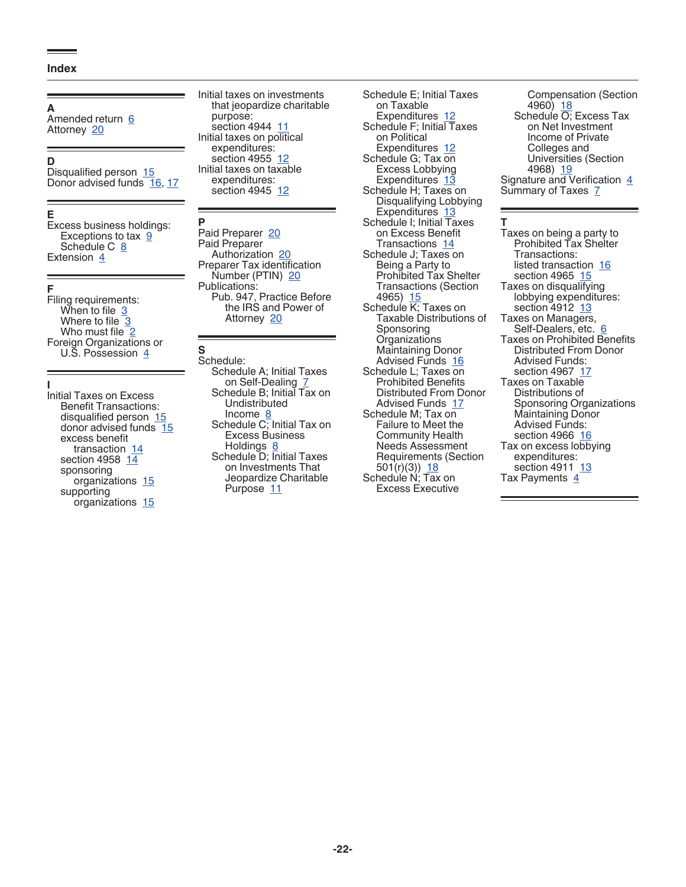## Index

**A**
Amended return 6
Attorney 20

**D**
Disqualified person 15
Donor advised funds 16, 17

**E**
Excess business holdings:
  Exceptions to tax 9
  Schedule C 8
Extension 4

**F**
Filing requirements:
  When to file 3
  Where to file 3
  Who must file 2
Foreign Organizations or U.S. Possession 4

**I**
Initial Taxes on Excess Benefit Transactions:
  disqualified person 15
  donor advised funds 15
  excess benefit transaction 14
  section 4958 14
  sponsoring organizations 15
  supporting organizations 15
Initial taxes on investments that jeopardize charitable purpose:
  section 4944 11
Initial taxes on political expenditures:
  section 4955 12
Initial taxes on taxable expenditures:
  section 4945 12

**P**
Paid Preparer 20
Paid Preparer Authorization 20
Preparer Tax identification Number (PTIN) 20
Publications:
  Pub. 947, Practice Before the IRS and Power of Attorney 20

**S**
Schedule:
  Schedule A; Initial Taxes on Self-Dealing 7
  Schedule B; Initial Tax on Undistributed Income 8
  Schedule C; Initial Tax on Excess Business Holdings 8
  Schedule D; Initial Taxes on Investments That Jeopardize Charitable Purpose 11
  Schedule E; Initial Taxes on Taxable Expenditures 12
  Schedule F; Initial Taxes on Political Expenditures 12
  Schedule G; Tax on Excess Lobbying Expenditures 13
  Schedule H; Taxes on Disqualifying Lobbying Expenditures 13
  Schedule I; Initial Taxes on Excess Benefit Transactions 14
  Schedule J; Taxes on Being a Party to Prohibited Tax Shelter Transactions (Section 4965) 15
  Schedule K; Taxes on Taxable Distributions of Sponsoring Organizations Maintaining Donor Advised Funds 16
  Schedule L; Taxes on Prohibited Benefits Distributed From Donor Advised Funds 17
  Schedule M; Tax on Failure to Meet the Community Health Needs Assessment Requirements (Section 501(r)(3)) 18
  Schedule N; Tax on Excess Executive Compensation (Section 4960) 18
  Schedule O; Excess Tax on Net Investment Income of Private Colleges and Universities (Section 4968) 19
Signature and Verification 4
Summary of Taxes 7

**T**
Taxes on being a party to Prohibited Tax Shelter Transactions:
  listed transaction 16
  section 4965 15
Taxes on disqualifying lobbying expenditures:
  section 4912 13
Taxes on Managers, Self-Dealers, etc. 6
Taxes on Prohibited Benefits Distributed From Donor Advised Funds:
  section 4967 17
Taxes on Taxable Distributions of Sponsoring Organizations Maintaining Donor Advised Funds:
  section 4966 16
Tax on excess lobbying expenditures:
  section 4911 13
Tax Payments 4